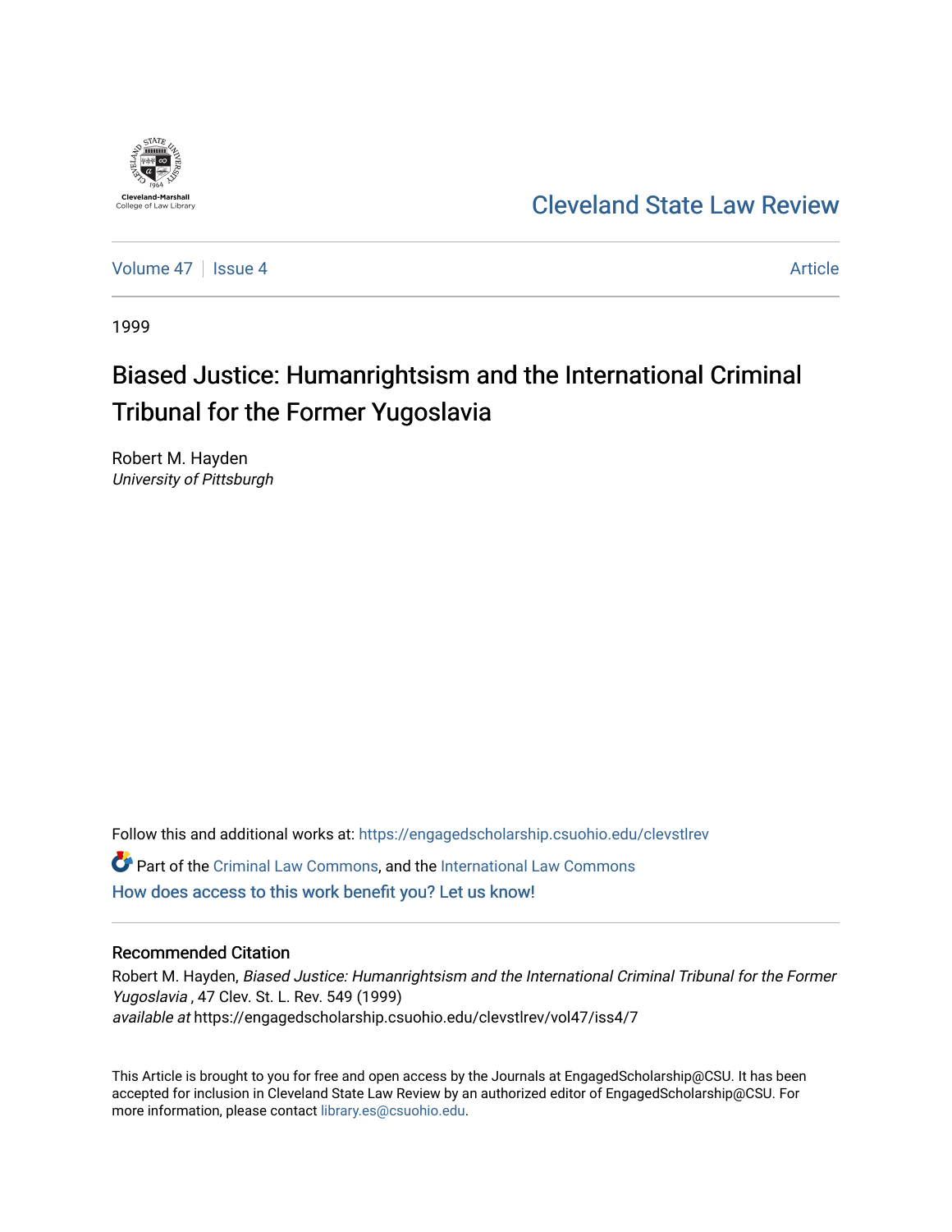Cleveland-Marshall College of Law Library

# Cleveland State Law Review

Volume 47 | Issue 4 | Article

1999

# Biased Justice: Humanrightsism and the International Criminal Tribunal for the Former Yugoslavia

Robert M. Hayden
*University of Pittsburgh*

Follow this and additional works at: https://engagedscholarship.csuohio.edu/clevstlrev

Part of the Criminal Law Commons, and the International Law Commons

How does access to this work benefit you? Let us know!

## Recommended Citation

Robert M. Hayden, *Biased Justice: Humanrightsism and the International Criminal Tribunal for the Former Yugoslavia* , 47 Clev. St. L. Rev. 549 (1999)
*available at* https://engagedscholarship.csuohio.edu/clevstlrev/vol47/iss4/7

This Article is brought to you for free and open access by the Journals at EngagedScholarship@CSU. It has been accepted for inclusion in Cleveland State Law Review by an authorized editor of EngagedScholarship@CSU. For more information, please contact library.es@csuohio.edu.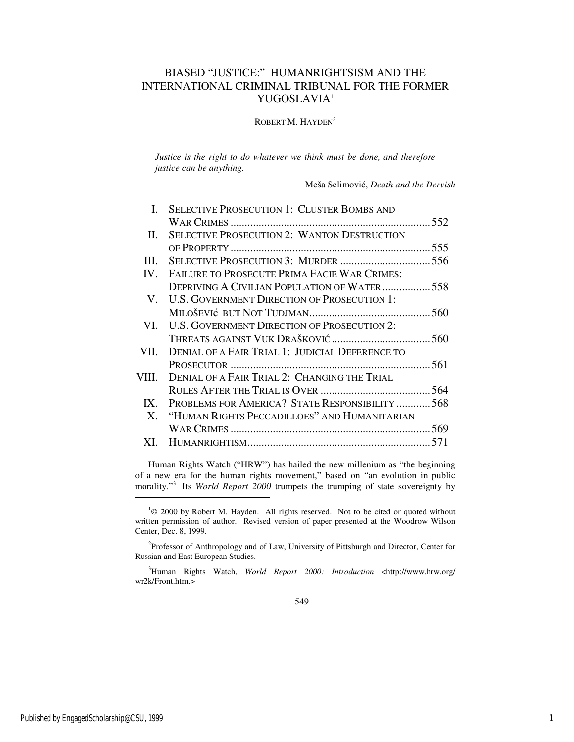# BIASED "JUSTICE:" HUMANRIGHTSISM AND THE INTERNATIONAL CRIMINAL TRIBUNAL FOR THE FORMER YUGOSLAVIA[1]

ROBERT M. HAYDEN[2]

> *Justice is the right to do whatever we think must be done, and therefore justice can be anything.*
>
> Meša Selimović, *Death and the Dervish*

| | | |
|---|---|---|
| I. | SELECTIVE PROSECUTION 1: CLUSTER BOMBS AND WAR CRIMES | 552 |
| II. | SELECTIVE PROSECUTION 2: WANTON DESTRUCTION OF PROPERTY | 555 |
| III. | SELECTIVE PROSECUTION 3: MURDER | 556 |
| IV. | FAILURE TO PROSECUTE PRIMA FACIE WAR CRIMES: DEPRIVING A CIVILIAN POPULATION OF WATER | 558 |
| V. | U.S. GOVERNMENT DIRECTION OF PROSECUTION 1: MILOŠEVIĆ BUT NOT TUDJMAN | 560 |
| VI. | U.S. GOVERNMENT DIRECTION OF PROSECUTION 2: THREATS AGAINST VUK DRAŠKOVIĆ | 560 |
| VII. | DENIAL OF A FAIR TRIAL 1: JUDICIAL DEFERENCE TO PROSECUTOR | 561 |
| VIII. | DENIAL OF A FAIR TRIAL 2: CHANGING THE TRIAL RULES AFTER THE TRIAL IS OVER | 564 |
| IX. | PROBLEMS FOR AMERICA? STATE RESPONSIBILITY | 568 |
| X. | "HUMAN RIGHTS PECCADILLOES" AND HUMANITARIAN WAR CRIMES | 569 |
| XI. | HUMANRIGHTISM | 571 |

Human Rights Watch ("HRW") has hailed the new millenium as "the beginning of a new era for the human rights movement," based on "an evolution in public morality."[3] Its *World Report 2000* trumpets the trumping of state sovereignty by

---

[1]© 2000 by Robert M. Hayden. All rights reserved. Not to be cited or quoted without written permission of author. Revised version of paper presented at the Woodrow Wilson Center, Dec. 8, 1999.

[2]Professor of Anthropology and of Law, University of Pittsburgh and Director, Center for Russian and East European Studies.

[3]Human Rights Watch, *World Report 2000: Introduction* <http://www.hrw.org/wr2k/Front.htm.>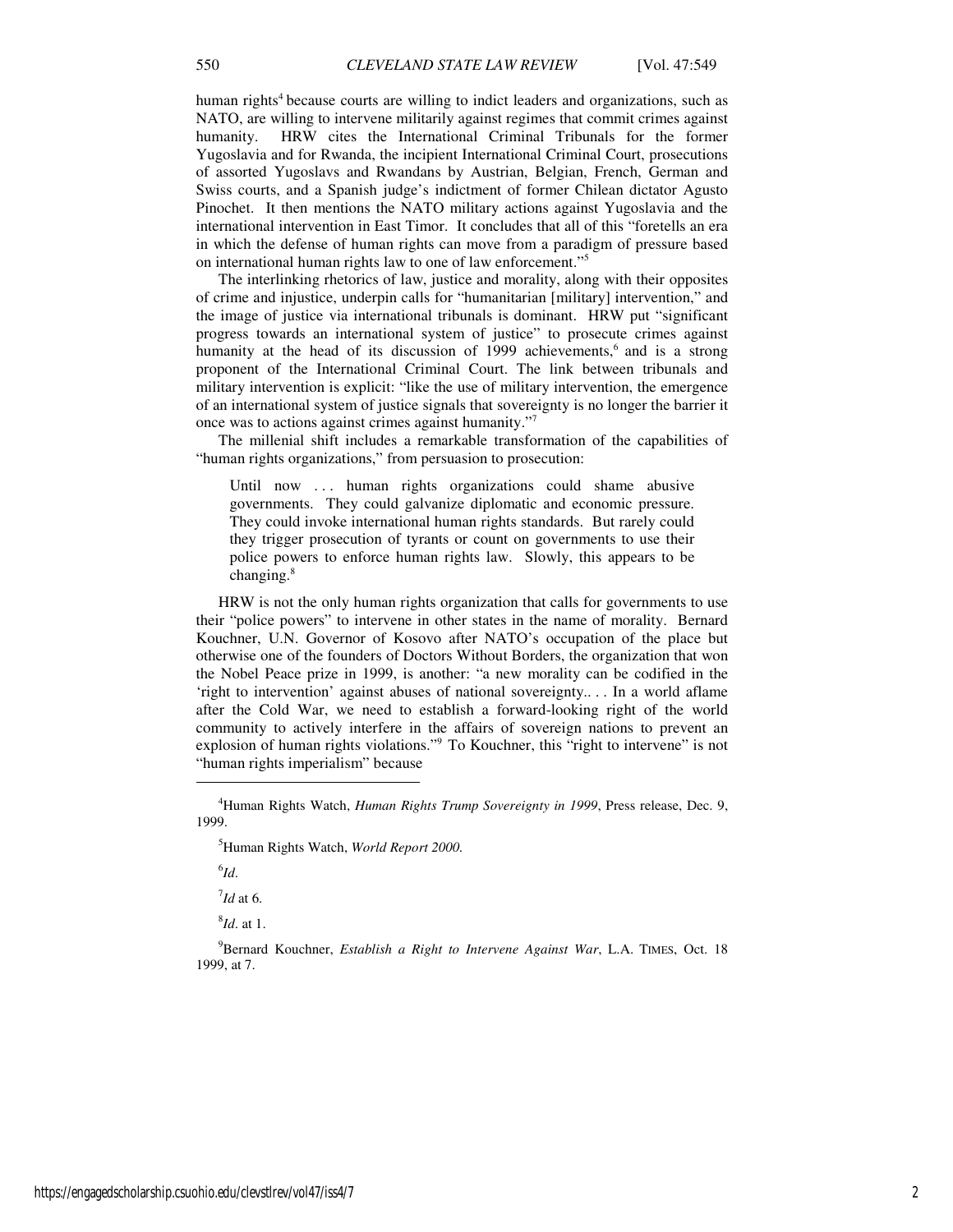human rights[4] because courts are willing to indict leaders and organizations, such as NATO, are willing to intervene militarily against regimes that commit crimes against humanity. HRW cites the International Criminal Tribunals for the former Yugoslavia and for Rwanda, the incipient International Criminal Court, prosecutions of assorted Yugoslavs and Rwandans by Austrian, Belgian, French, German and Swiss courts, and a Spanish judge's indictment of former Chilean dictator Agusto Pinochet. It then mentions the NATO military actions against Yugoslavia and the international intervention in East Timor. It concludes that all of this "foretells an era in which the defense of human rights can move from a paradigm of pressure based on international human rights law to one of law enforcement."[5]

The interlinking rhetorics of law, justice and morality, along with their opposites of crime and injustice, underpin calls for "humanitarian [military] intervention," and the image of justice via international tribunals is dominant. HRW put "significant progress towards an international system of justice" to prosecute crimes against humanity at the head of its discussion of 1999 achievements,[6] and is a strong proponent of the International Criminal Court. The link between tribunals and military intervention is explicit: "like the use of military intervention, the emergence of an international system of justice signals that sovereignty is no longer the barrier it once was to actions against crimes against humanity."[7]

The millenial shift includes a remarkable transformation of the capabilities of "human rights organizations," from persuasion to prosecution:

> Until now . . . human rights organizations could shame abusive governments. They could galvanize diplomatic and economic pressure. They could invoke international human rights standards. But rarely could they trigger prosecution of tyrants or count on governments to use their police powers to enforce human rights law. Slowly, this appears to be changing.[8]

HRW is not the only human rights organization that calls for governments to use their "police powers" to intervene in other states in the name of morality. Bernard Kouchner, U.N. Governor of Kosovo after NATO's occupation of the place but otherwise one of the founders of Doctors Without Borders, the organization that won the Nobel Peace prize in 1999, is another: "a new morality can be codified in the 'right to intervention' against abuses of national sovereignty.. . . In a world aflame after the Cold War, we need to establish a forward-looking right of the world community to actively interfere in the affairs of sovereign nations to prevent an explosion of human rights violations."[9] To Kouchner, this "right to intervene" is not "human rights imperialism" because

---

[4]Human Rights Watch, *Human Rights Trump Sovereignty in 1999*, Press release, Dec. 9, 1999.

[5]Human Rights Watch, *World Report 2000.*

[6]*Id*.

[7]*Id* at 6.

[8]*Id*. at 1.

[9]Bernard Kouchner, *Establish a Right to Intervene Against War*, L.A. TIMES, Oct. 18 1999, at 7.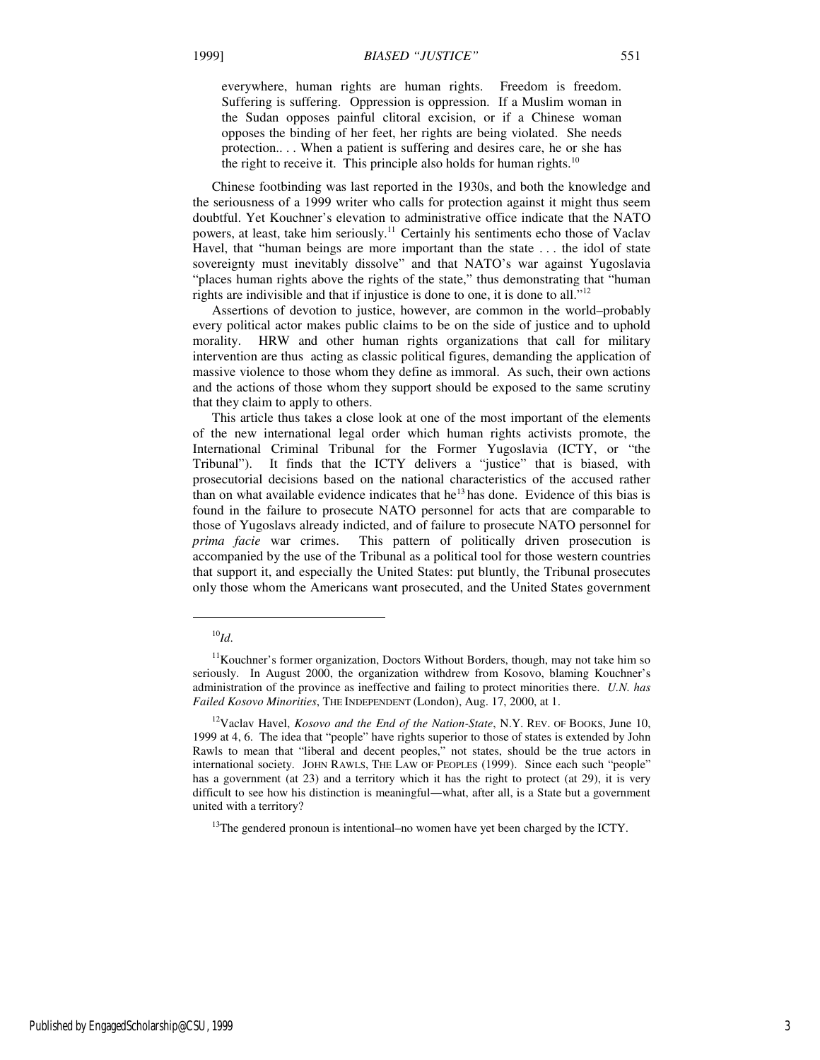> everywhere, human rights are human rights. Freedom is freedom. Suffering is suffering. Oppression is oppression. If a Muslim woman in the Sudan opposes painful clitoral excision, or if a Chinese woman opposes the binding of her feet, her rights are being violated. She needs protection.. . . When a patient is suffering and desires care, he or she has the right to receive it. This principle also holds for human rights.[10]

Chinese footbinding was last reported in the 1930s, and both the knowledge and the seriousness of a 1999 writer who calls for protection against it might thus seem doubtful. Yet Kouchner's elevation to administrative office indicate that the NATO powers, at least, take him seriously.[11] Certainly his sentiments echo those of Vaclav Havel, that "human beings are more important than the state . . . the idol of state sovereignty must inevitably dissolve" and that NATO's war against Yugoslavia "places human rights above the rights of the state," thus demonstrating that "human rights are indivisible and that if injustice is done to one, it is done to all."[12]

Assertions of devotion to justice, however, are common in the world–probably every political actor makes public claims to be on the side of justice and to uphold morality. HRW and other human rights organizations that call for military intervention are thus acting as classic political figures, demanding the application of massive violence to those whom they define as immoral. As such, their own actions and the actions of those whom they support should be exposed to the same scrutiny that they claim to apply to others.

This article thus takes a close look at one of the most important of the elements of the new international legal order which human rights activists promote, the International Criminal Tribunal for the Former Yugoslavia (ICTY, or "the Tribunal"). It finds that the ICTY delivers a "justice" that is biased, with prosecutorial decisions based on the national characteristics of the accused rather than on what available evidence indicates that he[13] has done. Evidence of this bias is found in the failure to prosecute NATO personnel for acts that are comparable to those of Yugoslavs already indicted, and of failure to prosecute NATO personnel for *prima facie* war crimes. This pattern of politically driven prosecution is accompanied by the use of the Tribunal as a political tool for those western countries that support it, and especially the United States: put bluntly, the Tribunal prosecutes only those whom the Americans want prosecuted, and the United States government

---

[10] *Id.*

[11] Kouchner's former organization, Doctors Without Borders, though, may not take him so seriously. In August 2000, the organization withdrew from Kosovo, blaming Kouchner's administration of the province as ineffective and failing to protect minorities there. *U.N. has Failed Kosovo Minorities*, THE INDEPENDENT (London), Aug. 17, 2000, at 1.

[12] Vaclav Havel, *Kosovo and the End of the Nation-State*, N.Y. REV. OF BOOKS, June 10, 1999 at 4, 6. The idea that "people" have rights superior to those of states is extended by John Rawls to mean that "liberal and decent peoples," not states, should be the true actors in international society. JOHN RAWLS, THE LAW OF PEOPLES (1999). Since each such "people" has a government (at 23) and a territory which it has the right to protect (at 29), it is very difficult to see how his distinction is meaningful—what, after all, is a State but a government united with a territory?

[13] The gendered pronoun is intentional–no women have yet been charged by the ICTY.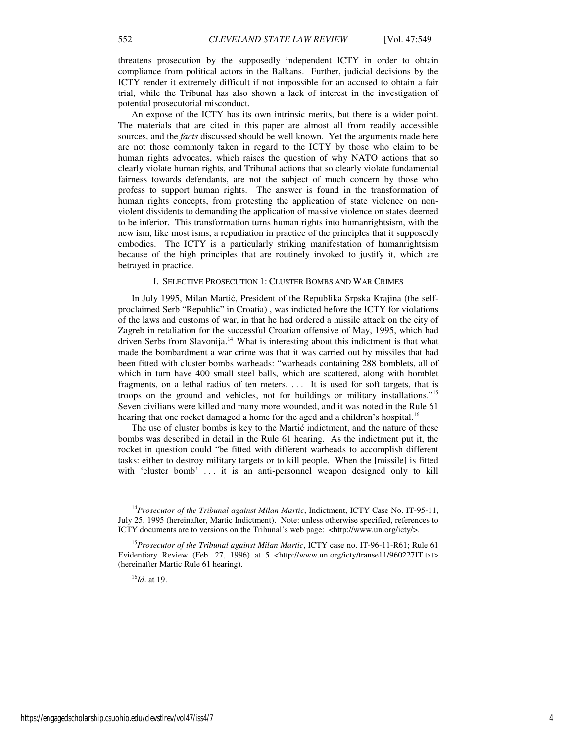threatens prosecution by the supposedly independent ICTY in order to obtain compliance from political actors in the Balkans. Further, judicial decisions by the ICTY render it extremely difficult if not impossible for an accused to obtain a fair trial, while the Tribunal has also shown a lack of interest in the investigation of potential prosecutorial misconduct.

An expose of the ICTY has its own intrinsic merits, but there is a wider point. The materials that are cited in this paper are almost all from readily accessible sources, and the *facts* discussed should be well known. Yet the arguments made here are not those commonly taken in regard to the ICTY by those who claim to be human rights advocates, which raises the question of why NATO actions that so clearly violate human rights, and Tribunal actions that so clearly violate fundamental fairness towards defendants, are not the subject of much concern by those who profess to support human rights. The answer is found in the transformation of human rights concepts, from protesting the application of state violence on non-violent dissidents to demanding the application of massive violence on states deemed to be inferior. This transformation turns human rights into humanrightsism, with the new ism, like most isms, a repudiation in practice of the principles that it supposedly embodies. The ICTY is a particularly striking manifestation of humanrightsism because of the high principles that are routinely invoked to justify it, which are betrayed in practice.

## I. Selective Prosecution 1: Cluster Bombs and War Crimes

In July 1995, Milan Martić, President of the Republika Srpska Krajina (the self-proclaimed Serb "Republic" in Croatia) , was indicted before the ICTY for violations of the laws and customs of war, in that he had ordered a missile attack on the city of Zagreb in retaliation for the successful Croatian offensive of May, 1995, which had driven Serbs from Slavonija.[14] What is interesting about this indictment is that what made the bombardment a war crime was that it was carried out by missiles that had been fitted with cluster bombs warheads: "warheads containing 288 bomblets, all of which in turn have 400 small steel balls, which are scattered, along with bomblet fragments, on a lethal radius of ten meters. . . . It is used for soft targets, that is troops on the ground and vehicles, not for buildings or military installations."[15] Seven civilians were killed and many more wounded, and it was noted in the Rule 61 hearing that one rocket damaged a home for the aged and a children's hospital.[16]

The use of cluster bombs is key to the Martić indictment, and the nature of these bombs was described in detail in the Rule 61 hearing. As the indictment put it, the rocket in question could "be fitted with different warheads to accomplish different tasks: either to destroy military targets or to kill people. When the [missile] is fitted with 'cluster bomb' . . . it is an anti-personnel weapon designed only to kill

---

[14] *Prosecutor of the Tribunal against Milan Martic*, Indictment, ICTY Case No. IT-95-11, July 25, 1995 (hereinafter, Martic Indictment). Note: unless otherwise specified, references to ICTY documents are to versions on the Tribunal's web page: <http://www.un.org/icty/>.

[15] *Prosecutor of the Tribunal against Milan Martic*, ICTY case no. IT-96-11-R61; Rule 61 Evidentiary Review (Feb. 27, 1996) at 5 <http://www.un.org/icty/transe11/960227IT.txt> (hereinafter Martic Rule 61 hearing).

[16] *Id*. at 19.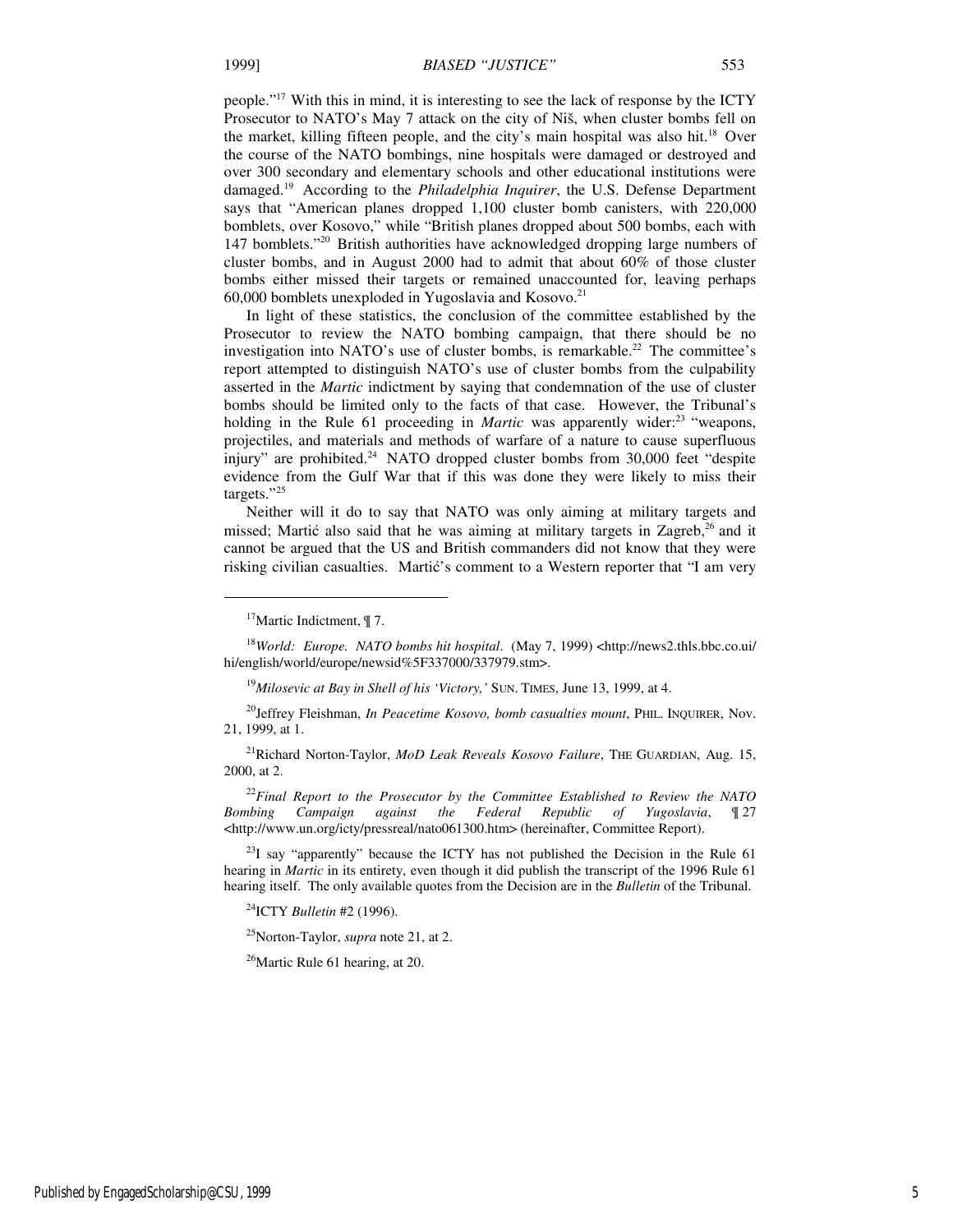people."[17] With this in mind, it is interesting to see the lack of response by the ICTY Prosecutor to NATO's May 7 attack on the city of Niš, when cluster bombs fell on the market, killing fifteen people, and the city's main hospital was also hit.[18] Over the course of the NATO bombings, nine hospitals were damaged or destroyed and over 300 secondary and elementary schools and other educational institutions were damaged.[19] According to the *Philadelphia Inquirer*, the U.S. Defense Department says that "American planes dropped 1,100 cluster bomb canisters, with 220,000 bomblets, over Kosovo," while "British planes dropped about 500 bombs, each with 147 bomblets."[20] British authorities have acknowledged dropping large numbers of cluster bombs, and in August 2000 had to admit that about 60% of those cluster bombs either missed their targets or remained unaccounted for, leaving perhaps 60,000 bomblets unexploded in Yugoslavia and Kosovo.[21]

In light of these statistics, the conclusion of the committee established by the Prosecutor to review the NATO bombing campaign, that there should be no investigation into NATO's use of cluster bombs, is remarkable.[22] The committee's report attempted to distinguish NATO's use of cluster bombs from the culpability asserted in the *Martic* indictment by saying that condemnation of the use of cluster bombs should be limited only to the facts of that case. However, the Tribunal's holding in the Rule 61 proceeding in *Martic* was apparently wider:[23] "weapons, projectiles, and materials and methods of warfare of a nature to cause superfluous injury" are prohibited.[24] NATO dropped cluster bombs from 30,000 feet "despite evidence from the Gulf War that if this was done they were likely to miss their targets."[25]

Neither will it do to say that NATO was only aiming at military targets and missed; Martić also said that he was aiming at military targets in Zagreb,[26] and it cannot be argued that the US and British commanders did not know that they were risking civilian casualties. Martić's comment to a Western reporter that "I am very

---

[17] Martic Indictment, ¶ 7.

[18] *World: Europe. NATO bombs hit hospital*. (May 7, 1999) <http://news2.thls.bbc.co.ui/hi/english/world/europe/newsid%5F337000/337979.stm>.

[19] *Milosevic at Bay in Shell of his 'Victory,'* SUN. TIMES, June 13, 1999, at 4.

[20] Jeffrey Fleishman, *In Peacetime Kosovo, bomb casualties mount*, PHIL. INQUIRER, Nov. 21, 1999, at 1.

[21] Richard Norton-Taylor, *MoD Leak Reveals Kosovo Failure*, THE GUARDIAN, Aug. 15, 2000, at 2.

[22] *Final Report to the Prosecutor by the Committee Established to Review the NATO Bombing Campaign against the Federal Republic of Yugoslavia*, ¶ 27 <http://www.un.org/icty/pressreal/nato061300.htm> (hereinafter, Committee Report).

[23] I say "apparently" because the ICTY has not published the Decision in the Rule 61 hearing in *Martic* in its entirety, even though it did publish the transcript of the 1996 Rule 61 hearing itself. The only available quotes from the Decision are in the *Bulletin* of the Tribunal.

[24] ICTY *Bulletin* #2 (1996).

[25] Norton-Taylor, *supra* note 21, at 2.

[26] Martic Rule 61 hearing, at 20.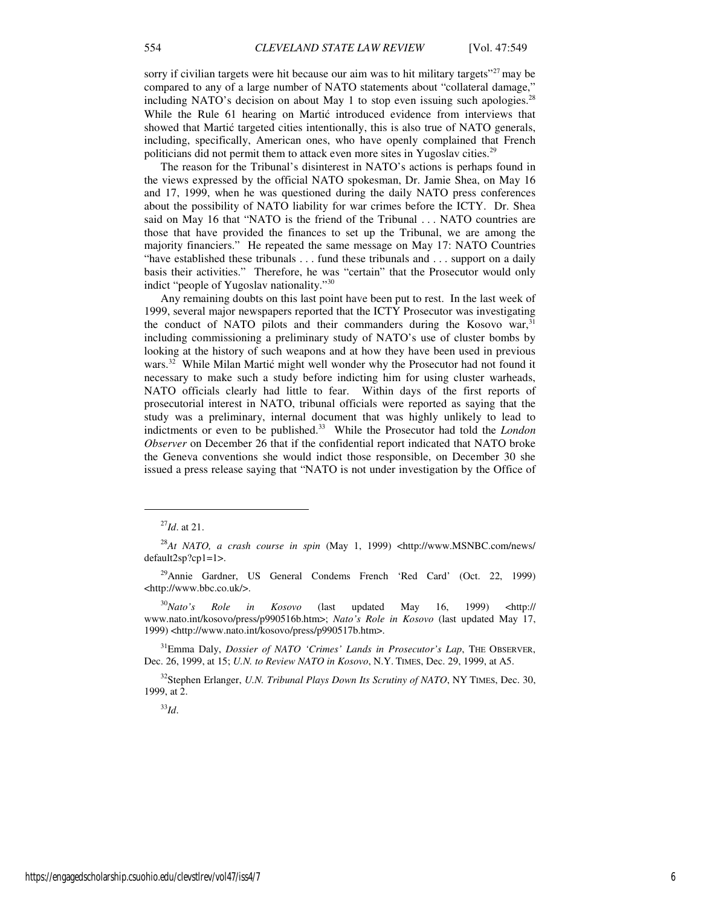sorry if civilian targets were hit because our aim was to hit military targets"[27] may be compared to any of a large number of NATO statements about "collateral damage," including NATO's decision on about May 1 to stop even issuing such apologies.[28] While the Rule 61 hearing on Martić introduced evidence from interviews that showed that Martić targeted cities intentionally, this is also true of NATO generals, including, specifically, American ones, who have openly complained that French politicians did not permit them to attack even more sites in Yugoslav cities.[29]

The reason for the Tribunal's disinterest in NATO's actions is perhaps found in the views expressed by the official NATO spokesman, Dr. Jamie Shea, on May 16 and 17, 1999, when he was questioned during the daily NATO press conferences about the possibility of NATO liability for war crimes before the ICTY. Dr. Shea said on May 16 that "NATO is the friend of the Tribunal . . . NATO countries are those that have provided the finances to set up the Tribunal, we are among the majority financiers." He repeated the same message on May 17: NATO Countries "have established these tribunals . . . fund these tribunals and . . . support on a daily basis their activities." Therefore, he was "certain" that the Prosecutor would only indict "people of Yugoslav nationality."[30]

Any remaining doubts on this last point have been put to rest. In the last week of 1999, several major newspapers reported that the ICTY Prosecutor was investigating the conduct of NATO pilots and their commanders during the Kosovo war,[31] including commissioning a preliminary study of NATO's use of cluster bombs by looking at the history of such weapons and at how they have been used in previous wars.[32] While Milan Martić might well wonder why the Prosecutor had not found it necessary to make such a study before indicting him for using cluster warheads, NATO officials clearly had little to fear. Within days of the first reports of prosecutorial interest in NATO, tribunal officials were reported as saying that the study was a preliminary, internal document that was highly unlikely to lead to indictments or even to be published.[33] While the Prosecutor had told the *London Observer* on December 26 that if the confidential report indicated that NATO broke the Geneva conventions she would indict those responsible, on December 30 she issued a press release saying that "NATO is not under investigation by the Office of

---

[27]*Id*. at 21.

[28]*At NATO, a crash course in spin* (May 1, 1999) <http://www.MSNBC.com/news/default2sp?cp1=1>.

[29]Annie Gardner, US General Condems French 'Red Card' (Oct. 22, 1999) <http://www.bbc.co.uk/>.

[30]*Nato's Role in Kosovo* (last updated May 16, 1999) <http://www.nato.int/kosovo/press/p990516b.htm>; *Nato's Role in Kosovo* (last updated May 17, 1999) <http://www.nato.int/kosovo/press/p990517b.htm>.

[31]Emma Daly, *Dossier of NATO 'Crimes' Lands in Prosecutor's Lap*, THE OBSERVER, Dec. 26, 1999, at 15; *U.N. to Review NATO in Kosovo*, N.Y. TIMES, Dec. 29, 1999, at A5.

[32]Stephen Erlanger, *U.N. Tribunal Plays Down Its Scrutiny of NATO*, NY TIMES, Dec. 30, 1999, at 2.

[33]*Id*.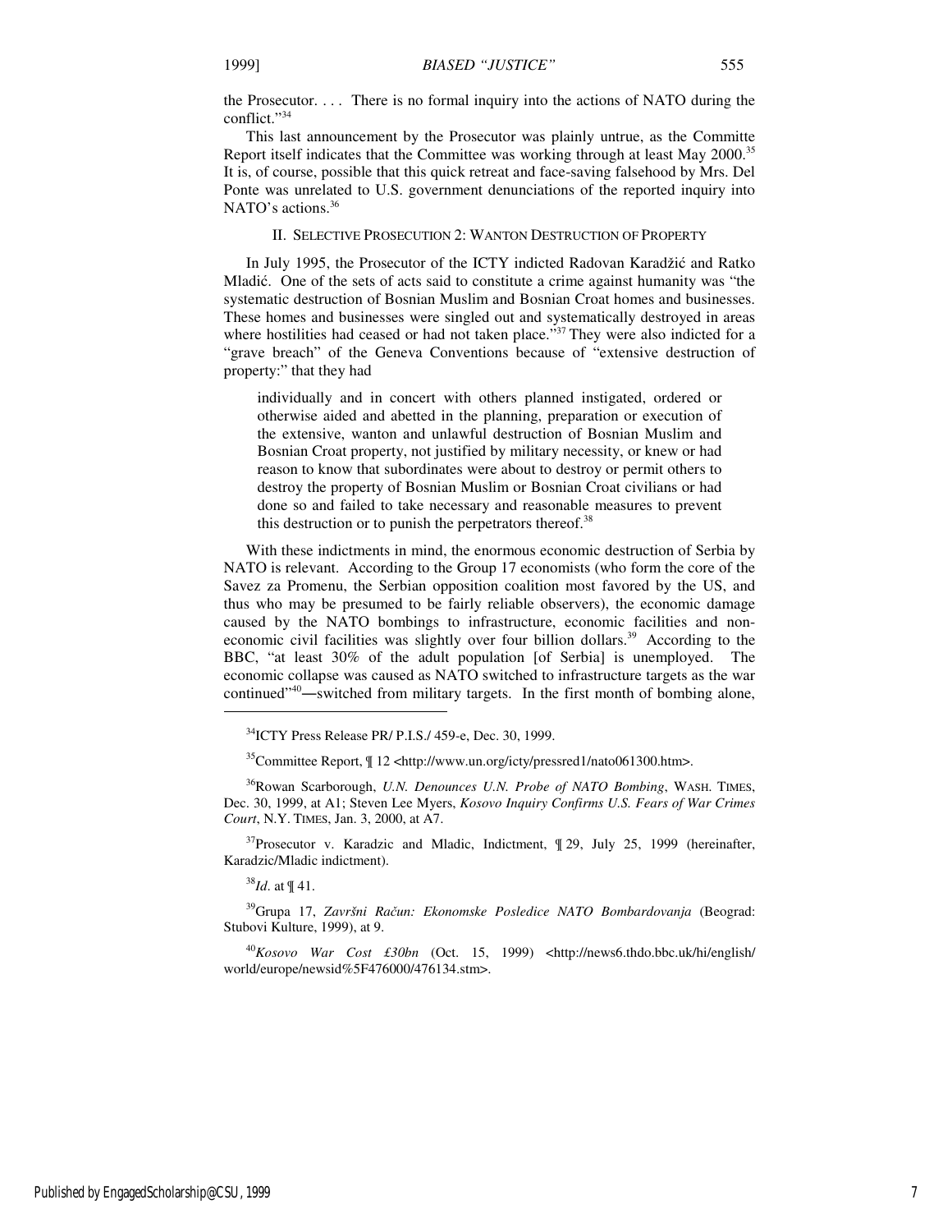the Prosecutor. . . . There is no formal inquiry into the actions of NATO during the conflict."[34]

This last announcement by the Prosecutor was plainly untrue, as the Committe Report itself indicates that the Committee was working through at least May 2000.[35] It is, of course, possible that this quick retreat and face-saving falsehood by Mrs. Del Ponte was unrelated to U.S. government denunciations of the reported inquiry into NATO's actions.[36]

## II. SELECTIVE PROSECUTION 2: WANTON DESTRUCTION OF PROPERTY

In July 1995, the Prosecutor of the ICTY indicted Radovan Karadžić and Ratko Mladić. One of the sets of acts said to constitute a crime against humanity was "the systematic destruction of Bosnian Muslim and Bosnian Croat homes and businesses. These homes and businesses were singled out and systematically destroyed in areas where hostilities had ceased or had not taken place."[37] They were also indicted for a "grave breach" of the Geneva Conventions because of "extensive destruction of property:" that they had

> individually and in concert with others planned instigated, ordered or otherwise aided and abetted in the planning, preparation or execution of the extensive, wanton and unlawful destruction of Bosnian Muslim and Bosnian Croat property, not justified by military necessity, or knew or had reason to know that subordinates were about to destroy or permit others to destroy the property of Bosnian Muslim or Bosnian Croat civilians or had done so and failed to take necessary and reasonable measures to prevent this destruction or to punish the perpetrators thereof.[38]

With these indictments in mind, the enormous economic destruction of Serbia by NATO is relevant. According to the Group 17 economists (who form the core of the Savez za Promenu, the Serbian opposition coalition most favored by the US, and thus who may be presumed to be fairly reliable observers), the economic damage caused by the NATO bombings to infrastructure, economic facilities and non-economic civil facilities was slightly over four billion dollars.[39] According to the BBC, "at least 30% of the adult population [of Serbia] is unemployed. The economic collapse was caused as NATO switched to infrastructure targets as the war continued"[40]—switched from military targets. In the first month of bombing alone,

---

[34] ICTY Press Release PR/ P.I.S./ 459-e, Dec. 30, 1999.

[35] Committee Report, ¶ 12 <http://www.un.org/icty/pressred1/nato061300.htm>.

[36] Rowan Scarborough, *U.N. Denounces U.N. Probe of NATO Bombing*, WASH. TIMES, Dec. 30, 1999, at A1; Steven Lee Myers, *Kosovo Inquiry Confirms U.S. Fears of War Crimes Court*, N.Y. TIMES, Jan. 3, 2000, at A7.

[37] Prosecutor v. Karadzic and Mladic, Indictment, ¶ 29, July 25, 1999 (hereinafter, Karadzic/Mladic indictment).

[38] *Id*. at ¶ 41.

[39] Grupa 17, *Završni Račun: Ekonomske Posledice NATO Bombardovanja* (Beograd: Stubovi Kulture, 1999), at 9.

[40] *Kosovo War Cost £30bn* (Oct. 15, 1999) <http://news6.thdo.bbc.uk/hi/english/world/europe/newsid%5F476000/476134.stm>.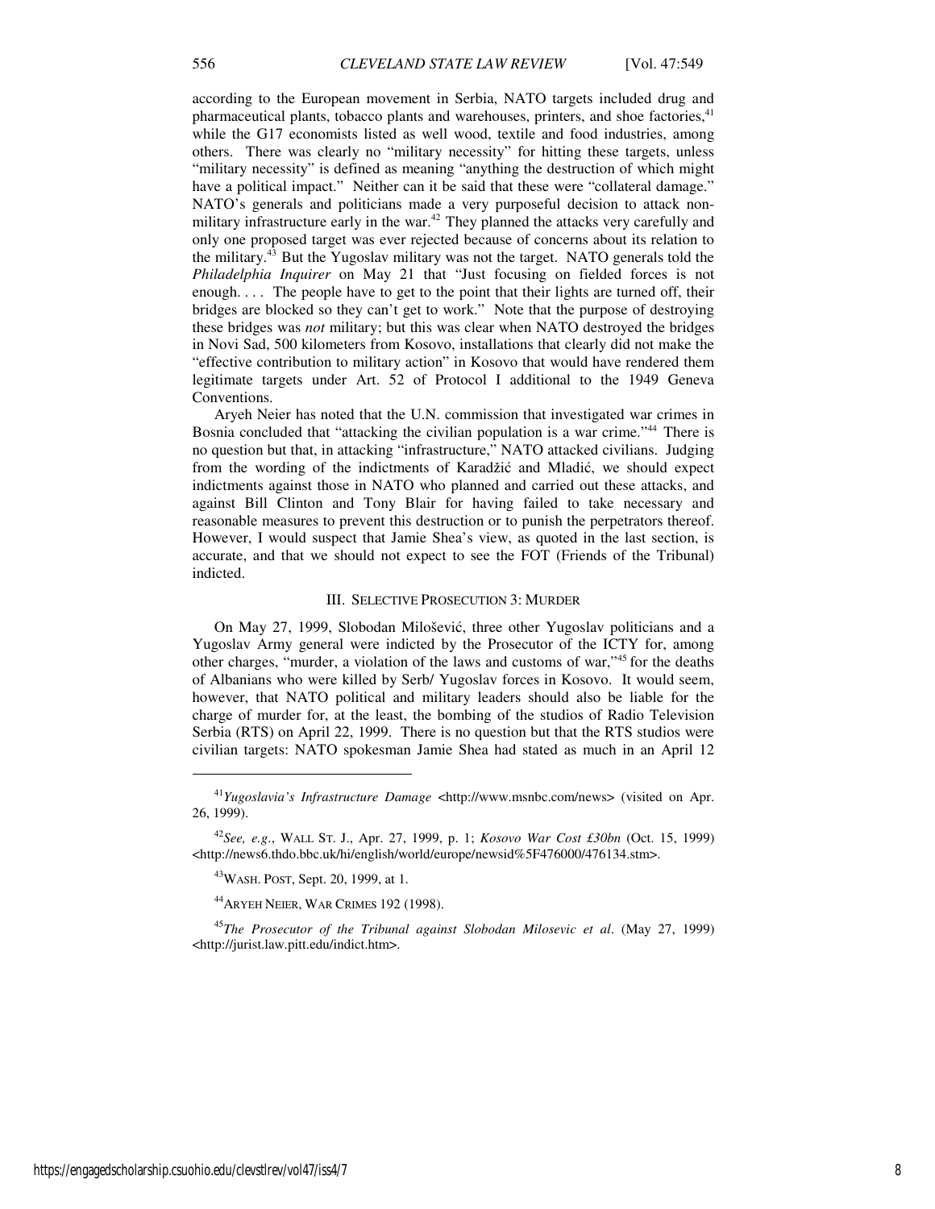according to the European movement in Serbia, NATO targets included drug and pharmaceutical plants, tobacco plants and warehouses, printers, and shoe factories,[41] while the G17 economists listed as well wood, textile and food industries, among others. There was clearly no "military necessity" for hitting these targets, unless "military necessity" is defined as meaning "anything the destruction of which might have a political impact." Neither can it be said that these were "collateral damage." NATO's generals and politicians made a very purposeful decision to attack non-military infrastructure early in the war.[42] They planned the attacks very carefully and only one proposed target was ever rejected because of concerns about its relation to the military.[43] But the Yugoslav military was not the target. NATO generals told the *Philadelphia Inquirer* on May 21 that "Just focusing on fielded forces is not enough. . . . The people have to get to the point that their lights are turned off, their bridges are blocked so they can't get to work." Note that the purpose of destroying these bridges was *not* military; but this was clear when NATO destroyed the bridges in Novi Sad, 500 kilometers from Kosovo, installations that clearly did not make the "effective contribution to military action" in Kosovo that would have rendered them legitimate targets under Art. 52 of Protocol I additional to the 1949 Geneva Conventions.

Aryeh Neier has noted that the U.N. commission that investigated war crimes in Bosnia concluded that "attacking the civilian population is a war crime."[44] There is no question but that, in attacking "infrastructure," NATO attacked civilians. Judging from the wording of the indictments of Karadžić and Mladić, we should expect indictments against those in NATO who planned and carried out these attacks, and against Bill Clinton and Tony Blair for having failed to take necessary and reasonable measures to prevent this destruction or to punish the perpetrators thereof. However, I would suspect that Jamie Shea's view, as quoted in the last section, is accurate, and that we should not expect to see the FOT (Friends of the Tribunal) indicted.

## III. SELECTIVE PROSECUTION 3: MURDER

On May 27, 1999, Slobodan Milošević, three other Yugoslav politicians and a Yugoslav Army general were indicted by the Prosecutor of the ICTY for, among other charges, "murder, a violation of the laws and customs of war,"[45] for the deaths of Albanians who were killed by Serb/ Yugoslav forces in Kosovo. It would seem, however, that NATO political and military leaders should also be liable for the charge of murder for, at the least, the bombing of the studios of Radio Television Serbia (RTS) on April 22, 1999. There is no question but that the RTS studios were civilian targets: NATO spokesman Jamie Shea had stated as much in an April 12

---

[41] *Yugoslavia's Infrastructure Damage* <http://www.msnbc.com/news> (visited on Apr. 26, 1999).

[42] *See, e.g.*, WALL ST. J., Apr. 27, 1999, p. 1; *Kosovo War Cost £30bn* (Oct. 15, 1999) <http://news6.thdo.bbc.uk/hi/english/world/europe/newsid%5F476000/476134.stm>.

[43] WASH. POST, Sept. 20, 1999, at 1.

[44] ARYEH NEIER, WAR CRIMES 192 (1998).

[45] *The Prosecutor of the Tribunal against Slobodan Milosevic et al*. (May 27, 1999) <http://jurist.law.pitt.edu/indict.htm>.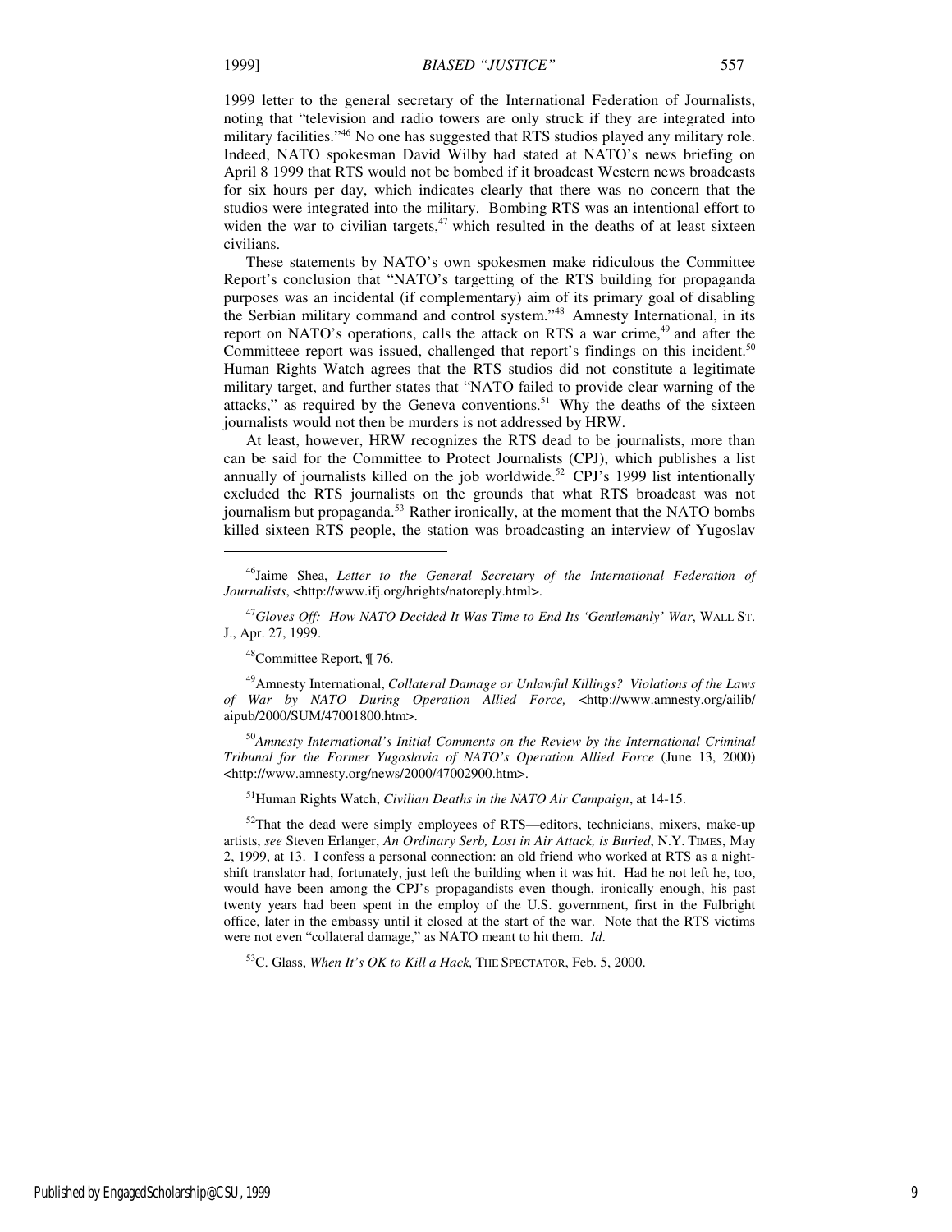1999 letter to the general secretary of the International Federation of Journalists, noting that "television and radio towers are only struck if they are integrated into military facilities."[46] No one has suggested that RTS studios played any military role. Indeed, NATO spokesman David Wilby had stated at NATO's news briefing on April 8 1999 that RTS would not be bombed if it broadcast Western news broadcasts for six hours per day, which indicates clearly that there was no concern that the studios were integrated into the military. Bombing RTS was an intentional effort to widen the war to civilian targets,[47] which resulted in the deaths of at least sixteen civilians.

These statements by NATO's own spokesmen make ridiculous the Committee Report's conclusion that "NATO's targetting of the RTS building for propaganda purposes was an incidental (if complementary) aim of its primary goal of disabling the Serbian military command and control system."[48] Amnesty International, in its report on NATO's operations, calls the attack on RTS a war crime,[49] and after the Committee report was issued, challenged that report's findings on this incident.[50] Human Rights Watch agrees that the RTS studios did not constitute a legitimate military target, and further states that "NATO failed to provide clear warning of the attacks," as required by the Geneva conventions.[51] Why the deaths of the sixteen journalists would not then be murders is not addressed by HRW.

At least, however, HRW recognizes the RTS dead to be journalists, more than can be said for the Committee to Protect Journalists (CPJ), which publishes a list annually of journalists killed on the job worldwide.[52] CPJ's 1999 list intentionally excluded the RTS journalists on the grounds that what RTS broadcast was not journalism but propaganda.[53] Rather ironically, at the moment that the NATO bombs killed sixteen RTS people, the station was broadcasting an interview of Yugoslav

---

[46] Jaime Shea, *Letter to the General Secretary of the International Federation of Journalists*, <http://www.ifj.org/hrights/natoreply.html>.

[47] *Gloves Off: How NATO Decided It Was Time to End Its 'Gentlemanly' War*, WALL ST. J., Apr. 27, 1999.

[48] Committee Report, ¶ 76.

[49] Amnesty International, *Collateral Damage or Unlawful Killings? Violations of the Laws of War by NATO During Operation Allied Force,* <http://www.amnesty.org/ailib/aipub/2000/SUM/47001800.htm>.

[50] *Amnesty International's Initial Comments on the Review by the International Criminal Tribunal for the Former Yugoslavia of NATO's Operation Allied Force* (June 13, 2000) <http://www.amnesty.org/news/2000/47002900.htm>.

[51] Human Rights Watch, *Civilian Deaths in the NATO Air Campaign*, at 14-15.

[52] That the dead were simply employees of RTS—editors, technicians, mixers, make-up artists, *see* Steven Erlanger, *An Ordinary Serb, Lost in Air Attack, is Buried*, N.Y. TIMES, May 2, 1999, at 13. I confess a personal connection: an old friend who worked at RTS as a night-shift translator had, fortunately, just left the building when it was hit. Had he not left he, too, would have been among the CPJ's propagandists even though, ironically enough, his past twenty years had been spent in the employ of the U.S. government, first in the Fulbright office, later in the embassy until it closed at the start of the war. Note that the RTS victims were not even "collateral damage," as NATO meant to hit them. *Id.*

[53] C. Glass, *When It's OK to Kill a Hack,* THE SPECTATOR, Feb. 5, 2000.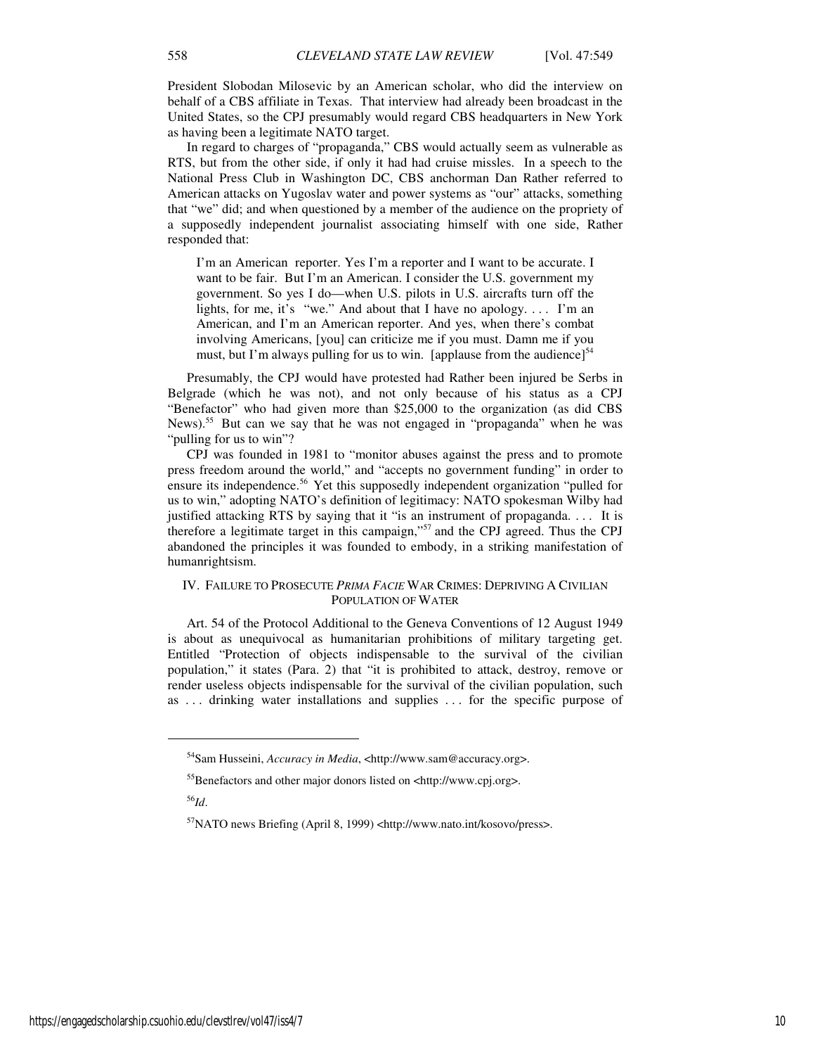President Slobodan Milosevic by an American scholar, who did the interview on behalf of a CBS affiliate in Texas. That interview had already been broadcast in the United States, so the CPJ presumably would regard CBS headquarters in New York as having been a legitimate NATO target.

In regard to charges of "propaganda," CBS would actually seem as vulnerable as RTS, but from the other side, if only it had had cruise missles. In a speech to the National Press Club in Washington DC, CBS anchorman Dan Rather referred to American attacks on Yugoslav water and power systems as "our" attacks, something that "we" did; and when questioned by a member of the audience on the propriety of a supposedly independent journalist associating himself with one side, Rather responded that:

> I'm an American reporter. Yes I'm a reporter and I want to be accurate. I want to be fair. But I'm an American. I consider the U.S. government my government. So yes I do—when U.S. pilots in U.S. aircrafts turn off the lights, for me, it's "we." And about that I have no apology. . . . I'm an American, and I'm an American reporter. And yes, when there's combat involving Americans, [you] can criticize me if you must. Damn me if you must, but I'm always pulling for us to win. [applause from the audience][54]

Presumably, the CPJ would have protested had Rather been injured be Serbs in Belgrade (which he was not), and not only because of his status as a CPJ "Benefactor" who had given more than $25,000 to the organization (as did CBS News).[55] But can we say that he was not engaged in "propaganda" when he was "pulling for us to win"?

CPJ was founded in 1981 to "monitor abuses against the press and to promote press freedom around the world," and "accepts no government funding" in order to ensure its independence.[56] Yet this supposedly independent organization "pulled for us to win," adopting NATO's definition of legitimacy: NATO spokesman Wilby had justified attacking RTS by saying that it "is an instrument of propaganda. . . . It is therefore a legitimate target in this campaign,"[57] and the CPJ agreed. Thus the CPJ abandoned the principles it was founded to embody, in a striking manifestation of humanrightsism.

## IV. FAILURE TO PROSECUTE *PRIMA FACIE* WAR CRIMES: DEPRIVING A CIVILIAN POPULATION OF WATER

Art. 54 of the Protocol Additional to the Geneva Conventions of 12 August 1949 is about as unequivocal as humanitarian prohibitions of military targeting get. Entitled "Protection of objects indispensable to the survival of the civilian population," it states (Para. 2) that "it is prohibited to attack, destroy, remove or render useless objects indispensable for the survival of the civilian population, such as . . . drinking water installations and supplies . . . for the specific purpose of

---

[54]Sam Husseini, *Accuracy in Media*, <http://www.sam@accuracy.org>.

[55]Benefactors and other major donors listed on <http://www.cpj.org>.

[56]*Id*.

[57]NATO news Briefing (April 8, 1999) <http://www.nato.int/kosovo/press>.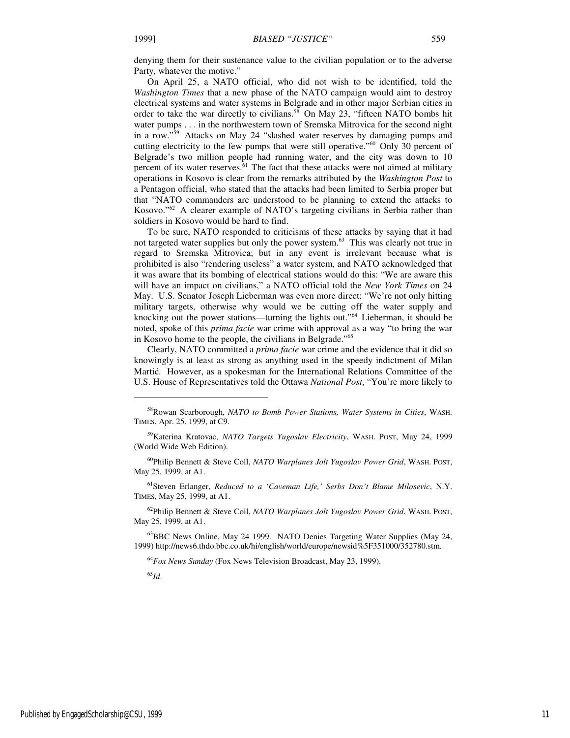denying them for their sustenance value to the civilian population or to the adverse Party, whatever the motive."

On April 25, a NATO official, who did not wish to be identified, told the *Washington Times* that a new phase of the NATO campaign would aim to destroy electrical systems and water systems in Belgrade and in other major Serbian cities in order to take the war directly to civilians.[58] On May 23, "fifteen NATO bombs hit water pumps . . . in the northwestern town of Sremska Mitrovica for the second night in a row."[59] Attacks on May 24 "slashed water reserves by damaging pumps and cutting electricity to the few pumps that were still operative."[60] Only 30 percent of Belgrade's two million people had running water, and the city was down to 10 percent of its water reserves.[61] The fact that these attacks were not aimed at military operations in Kosovo is clear from the remarks attributed by the *Washington Post* to a Pentagon official, who stated that the attacks had been limited to Serbia proper but that "NATO commanders are understood to be planning to extend the attacks to Kosovo."[62] A clearer example of NATO's targeting civilians in Serbia rather than soldiers in Kosovo would be hard to find.

To be sure, NATO responded to criticisms of these attacks by saying that it had not targeted water supplies but only the power system.[63] This was clearly not true in regard to Sremska Mitrovica; but in any event is irrelevant because what is prohibited is also "rendering useless" a water system, and NATO acknowledged that it was aware that its bombing of electrical stations would do this: "We are aware this will have an impact on civilians," a NATO official told the *New York Times* on 24 May. U.S. Senator Joseph Lieberman was even more direct: "We're not only hitting military targets, otherwise why would we be cutting off the water supply and knocking out the power stations—turning the lights out."[64] Lieberman, it should be noted, spoke of this *prima facie* war crime with approval as a way "to bring the war in Kosovo home to the people, the civilians in Belgrade."[65]

Clearly, NATO committed a *prima facie* war crime and the evidence that it did so knowingly is at least as strong as anything used in the speedy indictment of Milan Martić. However, as a spokesman for the International Relations Committee of the U.S. House of Representatives told the Ottawa *National Post*, "You're more likely to

---

[58] Rowan Scarborough, *NATO to Bomb Power Stations, Water Systems in Cities*, WASH. TIMES, Apr. 25, 1999, at C9.

[59] Katerina Kratovac, *NATO Targets Yugoslav Electricity*, WASH. POST, May 24, 1999 (World Wide Web Edition).

[60] Philip Bennett & Steve Coll, *NATO Warplanes Jolt Yugoslav Power Grid*, WASH. POST, May 25, 1999, at A1.

[61] Steven Erlanger, *Reduced to a 'Caveman Life,' Serbs Don't Blame Milosevic*, N.Y. TIMES, May 25, 1999, at A1.

[62] Philip Bennett & Steve Coll, *NATO Warplanes Jolt Yugoslav Power Grid*, WASH. POST, May 25, 1999, at A1.

[63] BBC News Online, May 24 1999. NATO Denies Targeting Water Supplies (May 24, 1999) http://news6.thdo.bbc.co.uk/hi/english/world/europe/newsid%5F351000/352780.stm.

[64] *Fox News Sunday* (Fox News Television Broadcast, May 23, 1999).

[65] *Id.*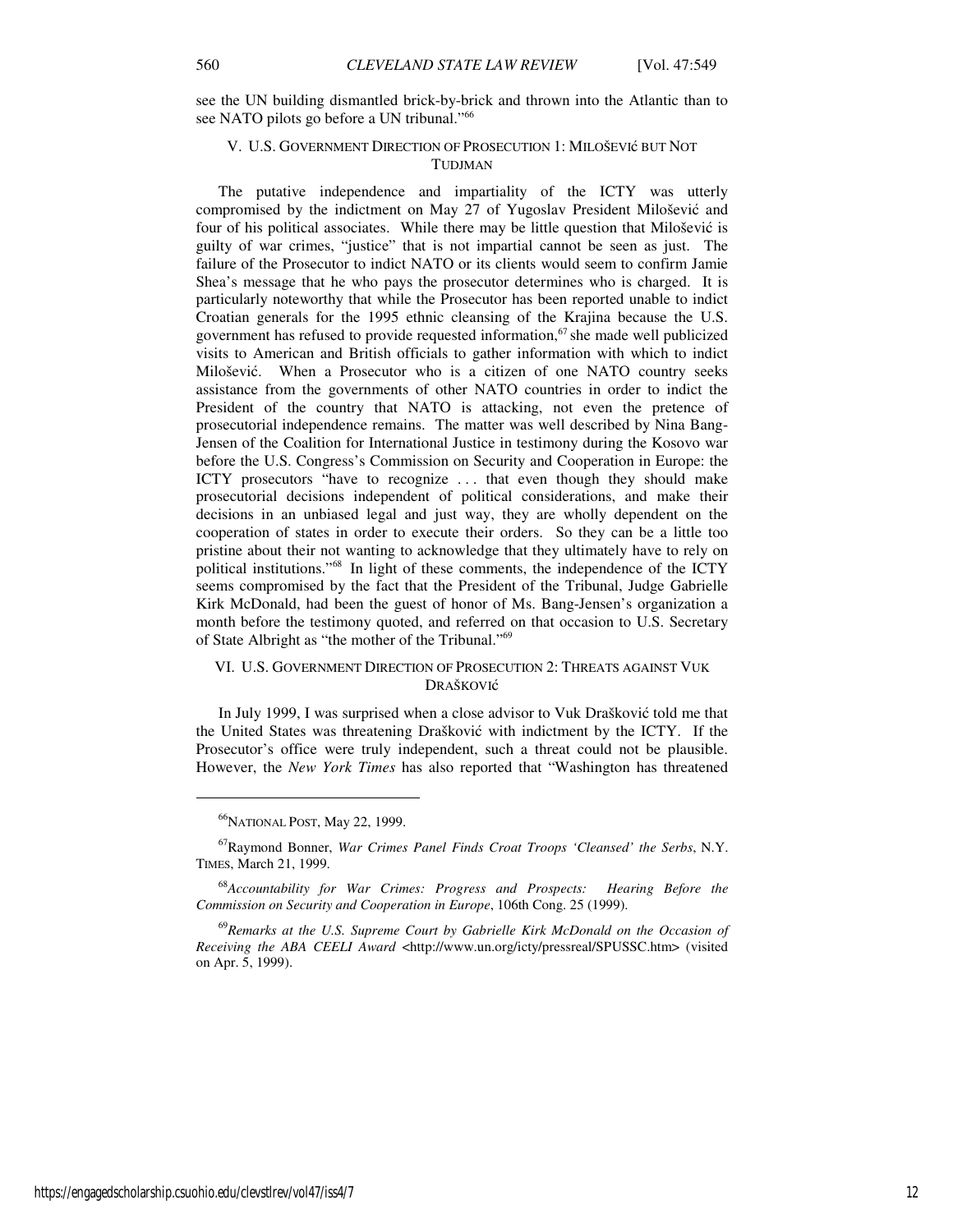see the UN building dismantled brick-by-brick and thrown into the Atlantic than to see NATO pilots go before a UN tribunal."[66]

## V. U.S. GOVERNMENT DIRECTION OF PROSECUTION 1: MILOŠEVIĆ BUT NOT TUDJMAN

The putative independence and impartiality of the ICTY was utterly compromised by the indictment on May 27 of Yugoslav President Milošević and four of his political associates. While there may be little question that Milošević is guilty of war crimes, "justice" that is not impartial cannot be seen as just. The failure of the Prosecutor to indict NATO or its clients would seem to confirm Jamie Shea's message that he who pays the prosecutor determines who is charged. It is particularly noteworthy that while the Prosecutor has been reported unable to indict Croatian generals for the 1995 ethnic cleansing of the Krajina because the U.S. government has refused to provide requested information,[67] she made well publicized visits to American and British officials to gather information with which to indict Milošević. When a Prosecutor who is a citizen of one NATO country seeks assistance from the governments of other NATO countries in order to indict the President of the country that NATO is attacking, not even the pretence of prosecutorial independence remains. The matter was well described by Nina Bang-Jensen of the Coalition for International Justice in testimony during the Kosovo war before the U.S. Congress's Commission on Security and Cooperation in Europe: the ICTY prosecutors "have to recognize . . . that even though they should make prosecutorial decisions independent of political considerations, and make their decisions in an unbiased legal and just way, they are wholly dependent on the cooperation of states in order to execute their orders. So they can be a little too pristine about their not wanting to acknowledge that they ultimately have to rely on political institutions."[68] In light of these comments, the independence of the ICTY seems compromised by the fact that the President of the Tribunal, Judge Gabrielle Kirk McDonald, had been the guest of honor of Ms. Bang-Jensen's organization a month before the testimony quoted, and referred on that occasion to U.S. Secretary of State Albright as "the mother of the Tribunal."[69]

## VI. U.S. GOVERNMENT DIRECTION OF PROSECUTION 2: THREATS AGAINST VUK DRAŠKOVIĆ

In July 1999, I was surprised when a close advisor to Vuk Drašković told me that the United States was threatening Drašković with indictment by the ICTY. If the Prosecutor's office were truly independent, such a threat could not be plausible. However, the *New York Times* has also reported that "Washington has threatened

---

[66] NATIONAL POST, May 22, 1999.

[67] Raymond Bonner, *War Crimes Panel Finds Croat Troops 'Cleansed' the Serbs*, N.Y. TIMES, March 21, 1999.

[68] *Accountability for War Crimes: Progress and Prospects: Hearing Before the Commission on Security and Cooperation in Europe*, 106th Cong. 25 (1999).

[69] *Remarks at the U.S. Supreme Court by Gabrielle Kirk McDonald on the Occasion of Receiving the ABA CEELI Award* <http://www.un.org/icty/pressreal/SPUSSC.htm> (visited on Apr. 5, 1999).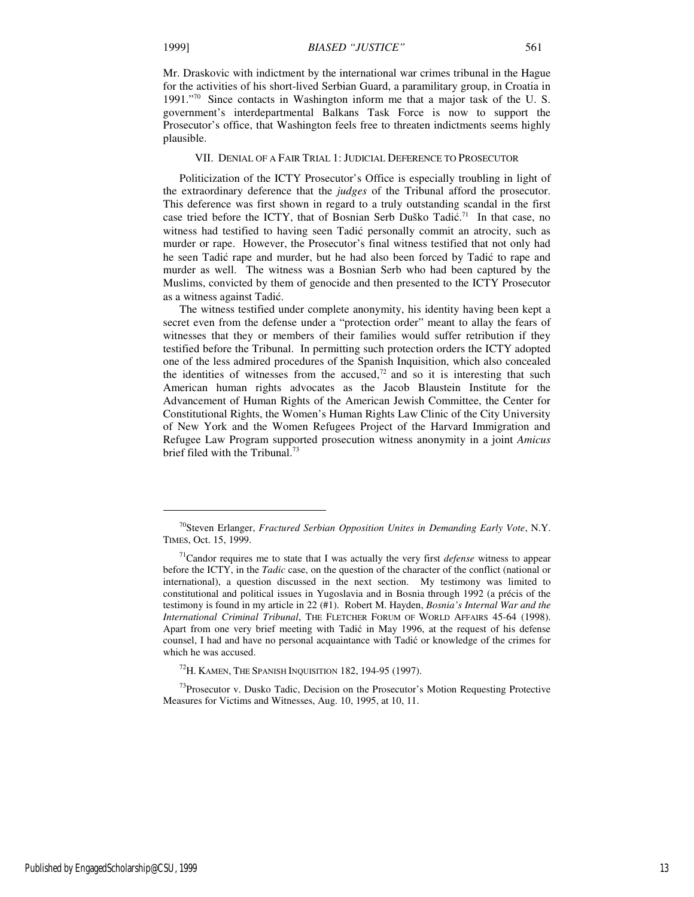Mr. Draskovic with indictment by the international war crimes tribunal in the Hague for the activities of his short-lived Serbian Guard, a paramilitary group, in Croatia in 1991."[70] Since contacts in Washington inform me that a major task of the U. S. government's interdepartmental Balkans Task Force is now to support the Prosecutor's office, that Washington feels free to threaten indictments seems highly plausible.

## VII. Denial of a Fair Trial 1: Judicial Deference to Prosecutor

Politicization of the ICTY Prosecutor's Office is especially troubling in light of the extraordinary deference that the *judges* of the Tribunal afford the prosecutor. This deference was first shown in regard to a truly outstanding scandal in the first case tried before the ICTY, that of Bosnian Serb Duško Tadić.[71] In that case, no witness had testified to having seen Tadić personally commit an atrocity, such as murder or rape. However, the Prosecutor's final witness testified that not only had he seen Tadić rape and murder, but he had also been forced by Tadić to rape and murder as well. The witness was a Bosnian Serb who had been captured by the Muslims, convicted by them of genocide and then presented to the ICTY Prosecutor as a witness against Tadić.

The witness testified under complete anonymity, his identity having been kept a secret even from the defense under a "protection order" meant to allay the fears of witnesses that they or members of their families would suffer retribution if they testified before the Tribunal. In permitting such protection orders the ICTY adopted one of the less admired procedures of the Spanish Inquisition, which also concealed the identities of witnesses from the accused,[72] and so it is interesting that such American human rights advocates as the Jacob Blaustein Institute for the Advancement of Human Rights of the American Jewish Committee, the Center for Constitutional Rights, the Women's Human Rights Law Clinic of the City University of New York and the Women Refugees Project of the Harvard Immigration and Refugee Law Program supported prosecution witness anonymity in a joint *Amicus* brief filed with the Tribunal.[73]

---

[70] Steven Erlanger, *Fractured Serbian Opposition Unites in Demanding Early Vote*, N.Y. Times, Oct. 15, 1999.

[71] Candor requires me to state that I was actually the very first *defense* witness to appear before the ICTY, in the *Tadic* case, on the question of the character of the conflict (national or international), a question discussed in the next section. My testimony was limited to constitutional and political issues in Yugoslavia and in Bosnia through 1992 (a précis of the testimony is found in my article in 22 (#1). Robert M. Hayden, *Bosnia's Internal War and the International Criminal Tribunal*, The Fletcher Forum of World Affairs 45-64 (1998). Apart from one very brief meeting with Tadić in May 1996, at the request of his defense counsel, I had and have no personal acquaintance with Tadić or knowledge of the crimes for which he was accused.

[72] H. Kamen, The Spanish Inquisition 182, 194-95 (1997).

[73] Prosecutor v. Dusko Tadic, Decision on the Prosecutor's Motion Requesting Protective Measures for Victims and Witnesses, Aug. 10, 1995, at 10, 11.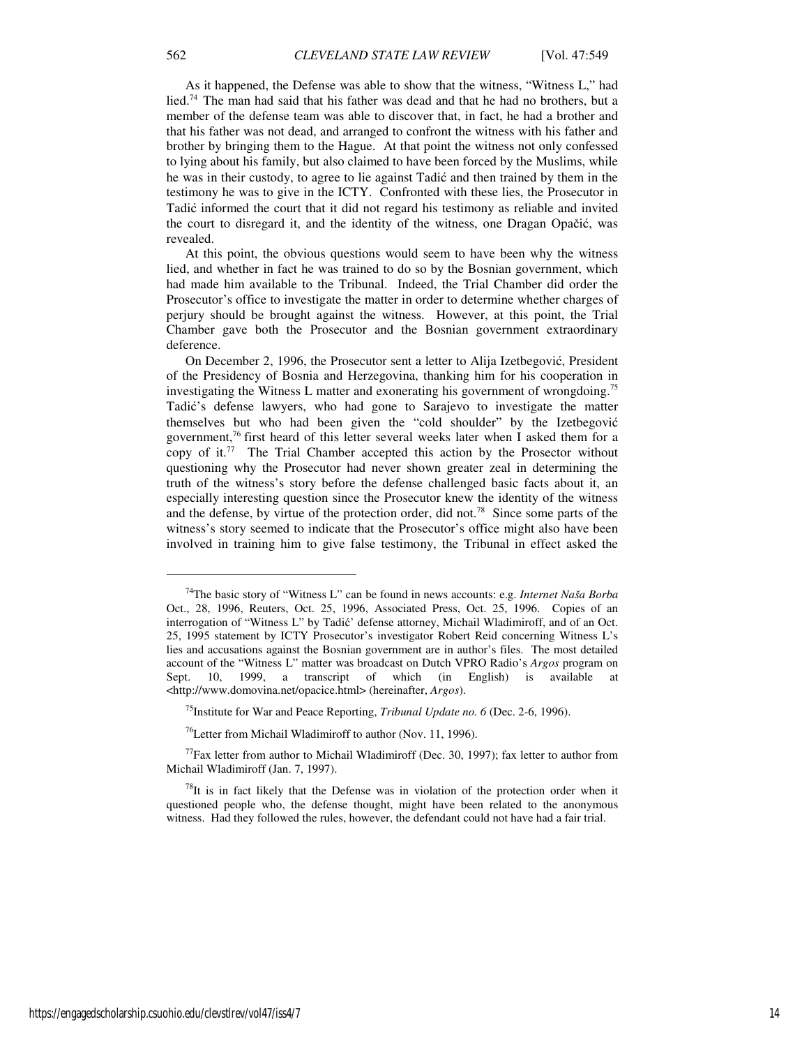As it happened, the Defense was able to show that the witness, "Witness L," had lied.[74] The man had said that his father was dead and that he had no brothers, but a member of the defense team was able to discover that, in fact, he had a brother and that his father was not dead, and arranged to confront the witness with his father and brother by bringing them to the Hague. At that point the witness not only confessed to lying about his family, but also claimed to have been forced by the Muslims, while he was in their custody, to agree to lie against Tadić and then trained by them in the testimony he was to give in the ICTY. Confronted with these lies, the Prosecutor in Tadić informed the court that it did not regard his testimony as reliable and invited the court to disregard it, and the identity of the witness, one Dragan Opačić, was revealed.

At this point, the obvious questions would seem to have been why the witness lied, and whether in fact he was trained to do so by the Bosnian government, which had made him available to the Tribunal. Indeed, the Trial Chamber did order the Prosecutor's office to investigate the matter in order to determine whether charges of perjury should be brought against the witness. However, at this point, the Trial Chamber gave both the Prosecutor and the Bosnian government extraordinary deference.

On December 2, 1996, the Prosecutor sent a letter to Alija Izetbegović, President of the Presidency of Bosnia and Herzegovina, thanking him for his cooperation in investigating the Witness L matter and exonerating his government of wrongdoing.[75] Tadić's defense lawyers, who had gone to Sarajevo to investigate the matter themselves but who had been given the "cold shoulder" by the Izetbegović government,[76] first heard of this letter several weeks later when I asked them for a copy of it.[77] The Trial Chamber accepted this action by the Prosector without questioning why the Prosecutor had never shown greater zeal in determining the truth of the witness's story before the defense challenged basic facts about it, an especially interesting question since the Prosecutor knew the identity of the witness and the defense, by virtue of the protection order, did not.[78] Since some parts of the witness's story seemed to indicate that the Prosecutor's office might also have been involved in training him to give false testimony, the Tribunal in effect asked the

---

[74] The basic story of "Witness L" can be found in news accounts: e.g. *Internet Naša Borba* Oct., 28, 1996, Reuters, Oct. 25, 1996, Associated Press, Oct. 25, 1996. Copies of an interrogation of "Witness L" by Tadić' defense attorney, Michail Wladimiroff, and of an Oct. 25, 1995 statement by ICTY Prosecutor's investigator Robert Reid concerning Witness L's lies and accusations against the Bosnian government are in author's files. The most detailed account of the "Witness L" matter was broadcast on Dutch VPRO Radio's *Argos* program on Sept. 10, 1999, a transcript of which (in English) is available at <http://www.domovina.net/opacice.html> (hereinafter, *Argos*).

[75] Institute for War and Peace Reporting, *Tribunal Update no. 6* (Dec. 2-6, 1996).

[76] Letter from Michail Wladimiroff to author (Nov. 11, 1996).

[77] Fax letter from author to Michail Wladimiroff (Dec. 30, 1997); fax letter to author from Michail Wladimiroff (Jan. 7, 1997).

[78] It is in fact likely that the Defense was in violation of the protection order when it questioned people who, the defense thought, might have been related to the anonymous witness. Had they followed the rules, however, the defendant could not have had a fair trial.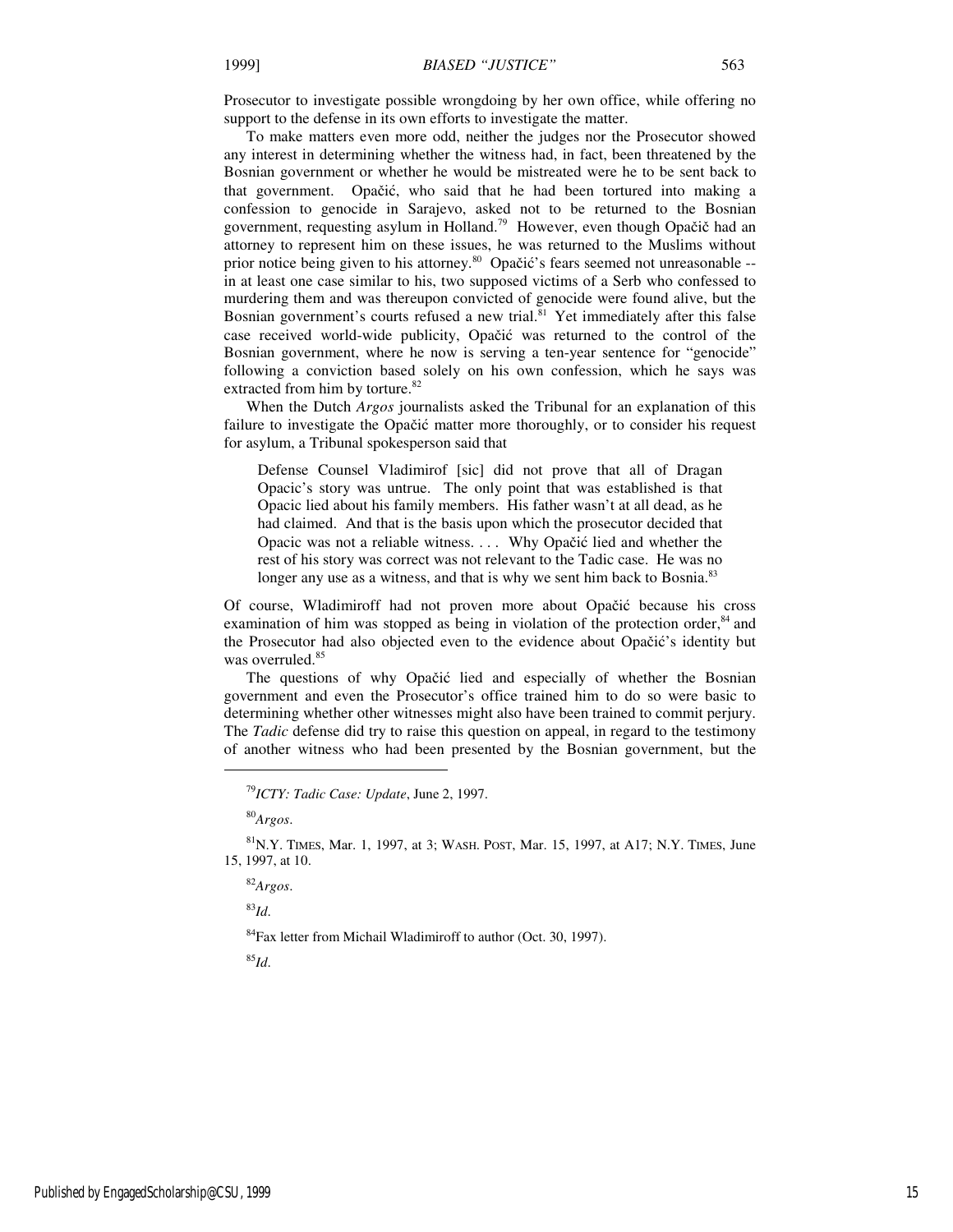Prosecutor to investigate possible wrongdoing by her own office, while offering no support to the defense in its own efforts to investigate the matter.

To make matters even more odd, neither the judges nor the Prosecutor showed any interest in determining whether the witness had, in fact, been threatened by the Bosnian government or whether he would be mistreated were he to be sent back to that government. Opačić, who said that he had been tortured into making a confession to genocide in Sarajevo, asked not to be returned to the Bosnian government, requesting asylum in Holland.[79] However, even though Opačič had an attorney to represent him on these issues, he was returned to the Muslims without prior notice being given to his attorney.[80] Opačić's fears seemed not unreasonable -- in at least one case similar to his, two supposed victims of a Serb who confessed to murdering them and was thereupon convicted of genocide were found alive, but the Bosnian government's courts refused a new trial.[81] Yet immediately after this false case received world-wide publicity, Opačić was returned to the control of the Bosnian government, where he now is serving a ten-year sentence for "genocide" following a conviction based solely on his own confession, which he says was extracted from him by torture.[82]

When the Dutch *Argos* journalists asked the Tribunal for an explanation of this failure to investigate the Opačić matter more thoroughly, or to consider his request for asylum, a Tribunal spokesperson said that

> Defense Counsel Vladimirof [sic] did not prove that all of Dragan Opacic's story was untrue. The only point that was established is that Opacic lied about his family members. His father wasn't at all dead, as he had claimed. And that is the basis upon which the prosecutor decided that Opacic was not a reliable witness. . . . Why Opačić lied and whether the rest of his story was correct was not relevant to the Tadic case. He was no longer any use as a witness, and that is why we sent him back to Bosnia.[83]

Of course, Wladimiroff had not proven more about Opačić because his cross examination of him was stopped as being in violation of the protection order,[84] and the Prosecutor had also objected even to the evidence about Opačić's identity but was overruled.[85]

The questions of why Opačić lied and especially of whether the Bosnian government and even the Prosecutor's office trained him to do so were basic to determining whether other witnesses might also have been trained to commit perjury. The *Tadic* defense did try to raise this question on appeal, in regard to the testimony of another witness who had been presented by the Bosnian government, but the

---

[79] *ICTY: Tadic Case: Update*, June 2, 1997.

[80] *Argos*.

[81] N.Y. TIMES, Mar. 1, 1997, at 3; WASH. POST, Mar. 15, 1997, at A17; N.Y. TIMES, June 15, 1997, at 10.

[82] *Argos*.

[83] *Id*.

[84] Fax letter from Michail Wladimiroff to author (Oct. 30, 1997).

[85] *Id*.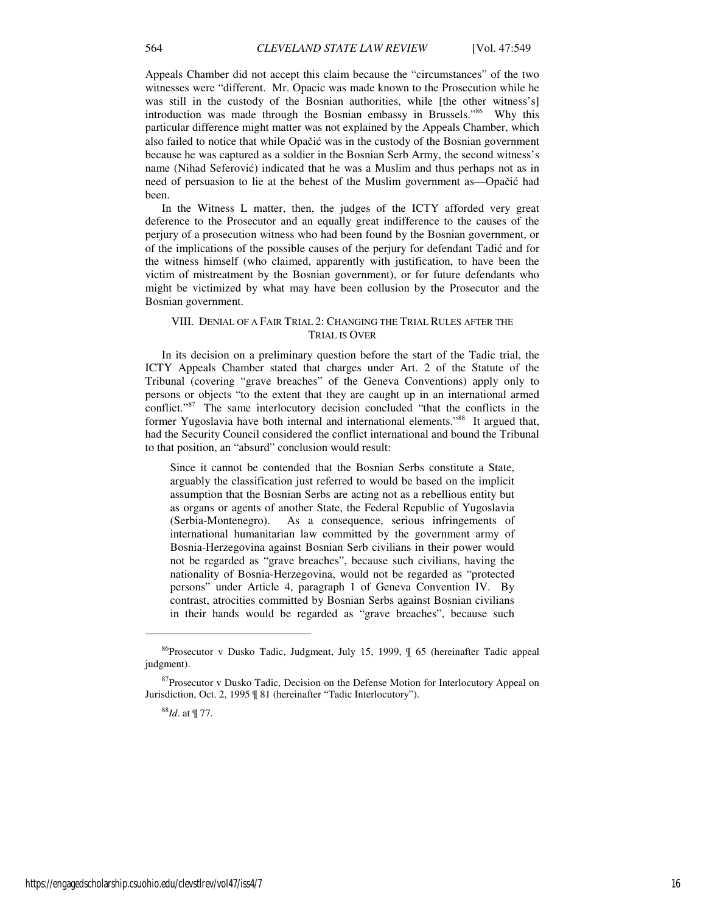Appeals Chamber did not accept this claim because the "circumstances" of the two witnesses were "different. Mr. Opacic was made known to the Prosecution while he was still in the custody of the Bosnian authorities, while [the other witness's] introduction was made through the Bosnian embassy in Brussels."[86] Why this particular difference might matter was not explained by the Appeals Chamber, which also failed to notice that while Opačić was in the custody of the Bosnian government because he was captured as a soldier in the Bosnian Serb Army, the second witness's name (Nihad Seferović) indicated that he was a Muslim and thus perhaps not as in need of persuasion to lie at the behest of the Muslim government as—Opačić had been.

In the Witness L matter, then, the judges of the ICTY afforded very great deference to the Prosecutor and an equally great indifference to the causes of the perjury of a prosecution witness who had been found by the Bosnian government, or of the implications of the possible causes of the perjury for defendant Tadić and for the witness himself (who claimed, apparently with justification, to have been the victim of mistreatment by the Bosnian government), or for future defendants who might be victimized by what may have been collusion by the Prosecutor and the Bosnian government.

## VIII. Denial of a Fair Trial 2: Changing the Trial Rules after the Trial is Over

In its decision on a preliminary question before the start of the Tadic trial, the ICTY Appeals Chamber stated that charges under Art. 2 of the Statute of the Tribunal (covering "grave breaches" of the Geneva Conventions) apply only to persons or objects "to the extent that they are caught up in an international armed conflict."[87] The same interlocutory decision concluded "that the conflicts in the former Yugoslavia have both internal and international elements."[88] It argued that, had the Security Council considered the conflict international and bound the Tribunal to that position, an "absurd" conclusion would result:

> Since it cannot be contended that the Bosnian Serbs constitute a State, arguably the classification just referred to would be based on the implicit assumption that the Bosnian Serbs are acting not as a rebellious entity but as organs or agents of another State, the Federal Republic of Yugoslavia (Serbia-Montenegro). As a consequence, serious infringements of international humanitarian law committed by the government army of Bosnia-Herzegovina against Bosnian Serb civilians in their power would not be regarded as "grave breaches", because such civilians, having the nationality of Bosnia-Herzegovina, would not be regarded as "protected persons" under Article 4, paragraph 1 of Geneva Convention IV. By contrast, atrocities committed by Bosnian Serbs against Bosnian civilians in their hands would be regarded as "grave breaches", because such

[86] Prosecutor v Dusko Tadic, Judgment, July 15, 1999, ¶ 65 (hereinafter Tadic appeal judgment).

[87] Prosecutor v Dusko Tadic, Decision on the Defense Motion for Interlocutory Appeal on Jurisdiction, Oct. 2, 1995 ¶ 81 (hereinafter "Tadic Interlocutory").

[88] *Id*. at ¶ 77.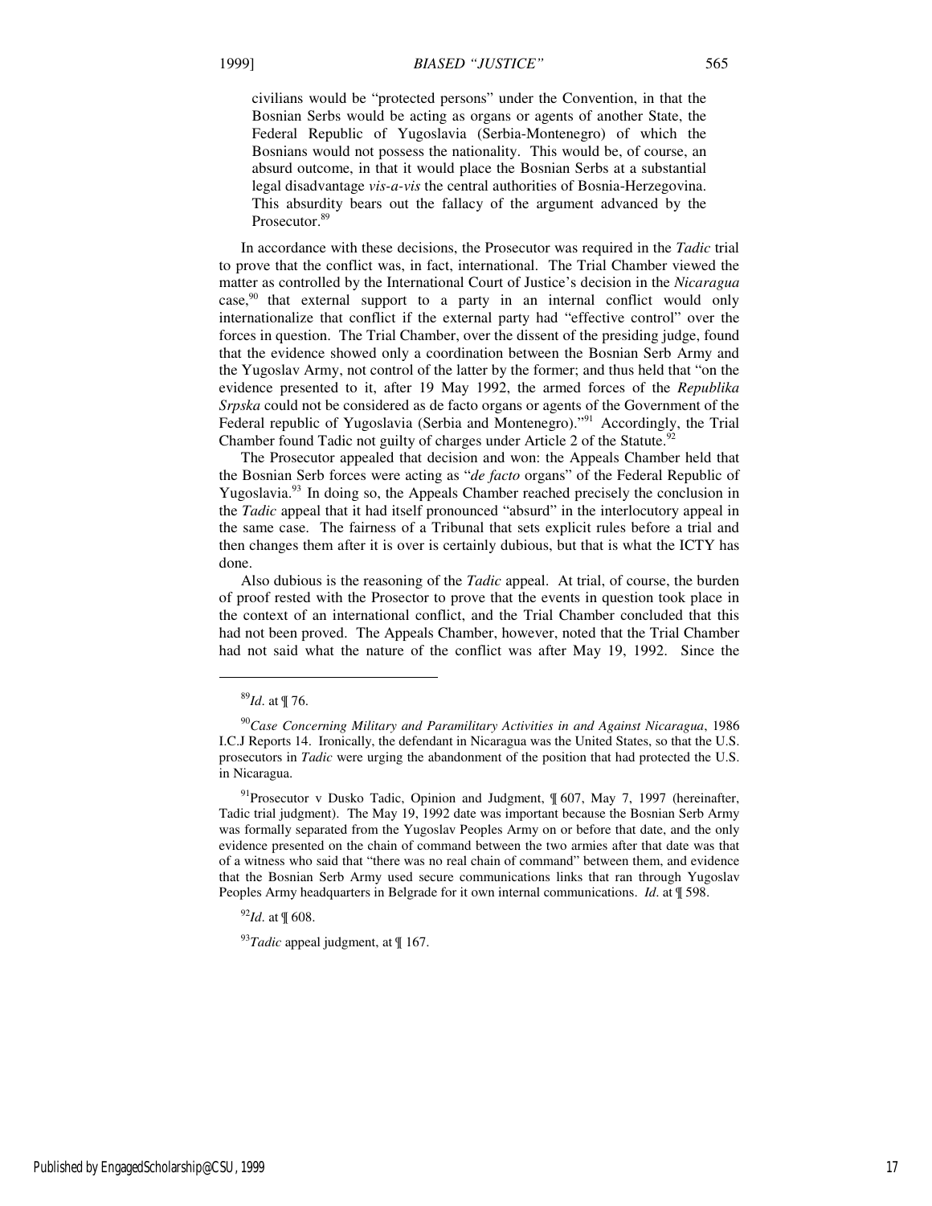> civilians would be "protected persons" under the Convention, in that the Bosnian Serbs would be acting as organs or agents of another State, the Federal Republic of Yugoslavia (Serbia-Montenegro) of which the Bosnians would not possess the nationality. This would be, of course, an absurd outcome, in that it would place the Bosnian Serbs at a substantial legal disadvantage *vis-a-vis* the central authorities of Bosnia-Herzegovina. This absurdity bears out the fallacy of the argument advanced by the Prosecutor.[89]

In accordance with these decisions, the Prosecutor was required in the *Tadic* trial to prove that the conflict was, in fact, international. The Trial Chamber viewed the matter as controlled by the International Court of Justice's decision in the *Nicaragua* case,[90] that external support to a party in an internal conflict would only internationalize that conflict if the external party had "effective control" over the forces in question. The Trial Chamber, over the dissent of the presiding judge, found that the evidence showed only a coordination between the Bosnian Serb Army and the Yugoslav Army, not control of the latter by the former; and thus held that "on the evidence presented to it, after 19 May 1992, the armed forces of the *Republika Srpska* could not be considered as de facto organs or agents of the Government of the Federal republic of Yugoslavia (Serbia and Montenegro)."[91] Accordingly, the Trial Chamber found Tadic not guilty of charges under Article 2 of the Statute.[92]

The Prosecutor appealed that decision and won: the Appeals Chamber held that the Bosnian Serb forces were acting as "*de facto* organs" of the Federal Republic of Yugoslavia.[93] In doing so, the Appeals Chamber reached precisely the conclusion in the *Tadic* appeal that it had itself pronounced "absurd" in the interlocutory appeal in the same case. The fairness of a Tribunal that sets explicit rules before a trial and then changes them after it is over is certainly dubious, but that is what the ICTY has done.

Also dubious is the reasoning of the *Tadic* appeal. At trial, of course, the burden of proof rested with the Prosector to prove that the events in question took place in the context of an international conflict, and the Trial Chamber concluded that this had not been proved. The Appeals Chamber, however, noted that the Trial Chamber had not said what the nature of the conflict was after May 19, 1992. Since the

---

[89] *Id.* at ¶ 76.

[90] *Case Concerning Military and Paramilitary Activities in and Against Nicaragua*, 1986 I.C.J Reports 14. Ironically, the defendant in Nicaragua was the United States, so that the U.S. prosecutors in *Tadic* were urging the abandonment of the position that had protected the U.S. in Nicaragua.

[91] Prosecutor v Dusko Tadic, Opinion and Judgment, ¶ 607, May 7, 1997 (hereinafter, Tadic trial judgment). The May 19, 1992 date was important because the Bosnian Serb Army was formally separated from the Yugoslav Peoples Army on or before that date, and the only evidence presented on the chain of command between the two armies after that date was that of a witness who said that "there was no real chain of command" between them, and evidence that the Bosnian Serb Army used secure communications links that ran through Yugoslav Peoples Army headquarters in Belgrade for it own internal communications. *Id*. at ¶ 598.

[92] *Id.* at ¶ 608.

[93] *Tadic* appeal judgment, at ¶ 167.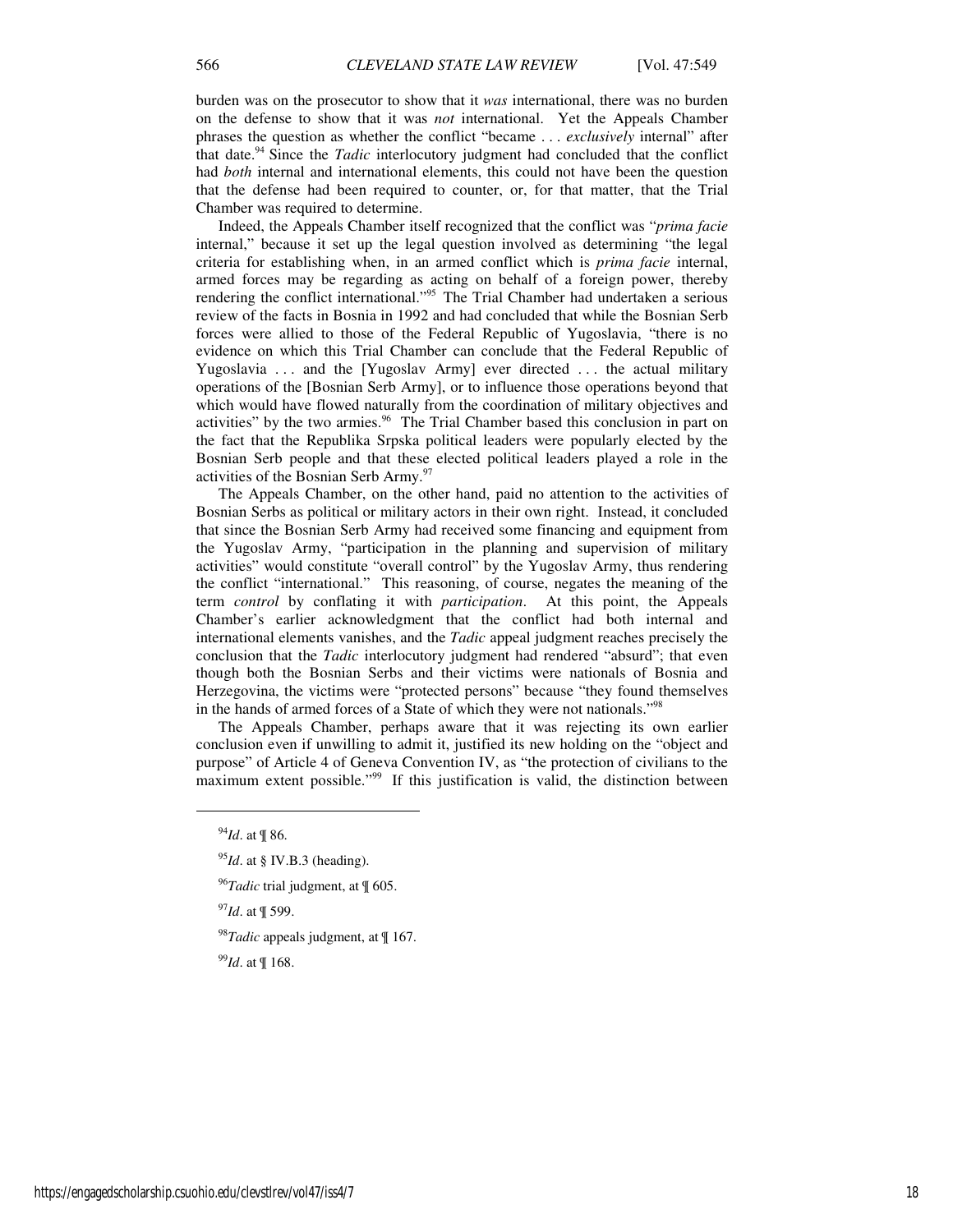burden was on the prosecutor to show that it *was* international, there was no burden on the defense to show that it was *not* international. Yet the Appeals Chamber phrases the question as whether the conflict "became . . . *exclusively* internal" after that date.[94] Since the *Tadic* interlocutory judgment had concluded that the conflict had *both* internal and international elements, this could not have been the question that the defense had been required to counter, or, for that matter, that the Trial Chamber was required to determine.

Indeed, the Appeals Chamber itself recognized that the conflict was "*prima facie* internal," because it set up the legal question involved as determining "the legal criteria for establishing when, in an armed conflict which is *prima facie* internal, armed forces may be regarding as acting on behalf of a foreign power, thereby rendering the conflict international."[95] The Trial Chamber had undertaken a serious review of the facts in Bosnia in 1992 and had concluded that while the Bosnian Serb forces were allied to those of the Federal Republic of Yugoslavia, "there is no evidence on which this Trial Chamber can conclude that the Federal Republic of Yugoslavia . . . and the [Yugoslav Army] ever directed . . . the actual military operations of the [Bosnian Serb Army], or to influence those operations beyond that which would have flowed naturally from the coordination of military objectives and activities" by the two armies.[96] The Trial Chamber based this conclusion in part on the fact that the Republika Srpska political leaders were popularly elected by the Bosnian Serb people and that these elected political leaders played a role in the activities of the Bosnian Serb Army.[97]

The Appeals Chamber, on the other hand, paid no attention to the activities of Bosnian Serbs as political or military actors in their own right. Instead, it concluded that since the Bosnian Serb Army had received some financing and equipment from the Yugoslav Army, "participation in the planning and supervision of military activities" would constitute "overall control" by the Yugoslav Army, thus rendering the conflict "international." This reasoning, of course, negates the meaning of the term *control* by conflating it with *participation*. At this point, the Appeals Chamber's earlier acknowledgment that the conflict had both internal and international elements vanishes, and the *Tadic* appeal judgment reaches precisely the conclusion that the *Tadic* interlocutory judgment had rendered "absurd"; that even though both the Bosnian Serbs and their victims were nationals of Bosnia and Herzegovina, the victims were "protected persons" because "they found themselves in the hands of armed forces of a State of which they were not nationals."[98]

The Appeals Chamber, perhaps aware that it was rejecting its own earlier conclusion even if unwilling to admit it, justified its new holding on the "object and purpose" of Article 4 of Geneva Convention IV, as "the protection of civilians to the maximum extent possible."[99] If this justification is valid, the distinction between

[94] *Id*. at ¶ 86.

[95] *Id*. at § IV.B.3 (heading).

[96] *Tadic* trial judgment, at ¶ 605.

[97] *Id*. at ¶ 599.

[98] *Tadic* appeals judgment, at ¶ 167.

[99] *Id*. at ¶ 168.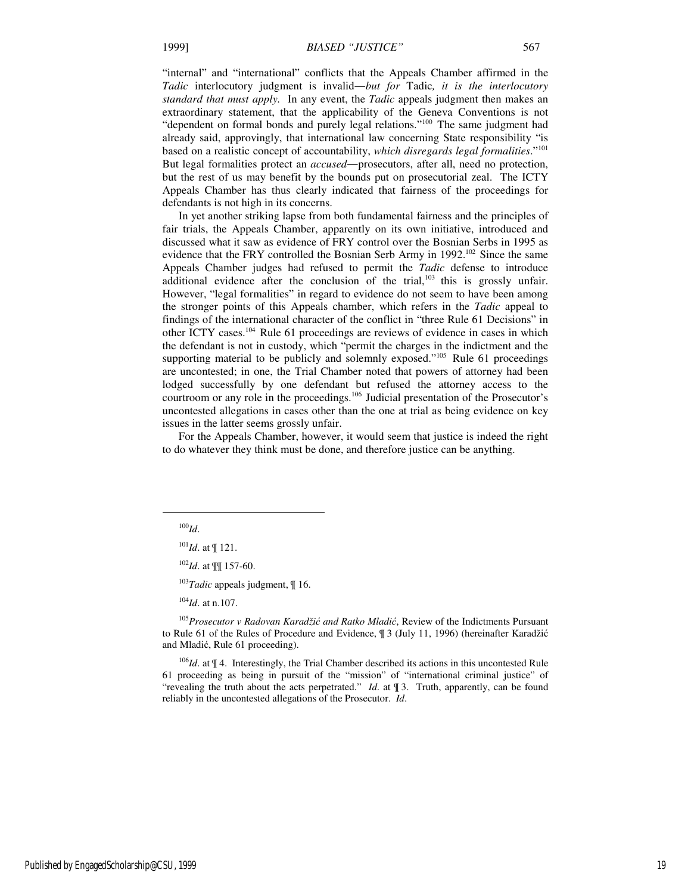"internal" and "international" conflicts that the Appeals Chamber affirmed in the *Tadic* interlocutory judgment is invalid—*but for* Tadic*, it is the interlocutory standard that must apply.* In any event, the *Tadic* appeals judgment then makes an extraordinary statement, that the applicability of the Geneva Conventions is not "dependent on formal bonds and purely legal relations."[100] The same judgment had already said, approvingly, that international law concerning State responsibility "is based on a realistic concept of accountability, *which disregards legal formalities*."[101] But legal formalities protect an *accused*—prosecutors, after all, need no protection, but the rest of us may benefit by the bounds put on prosecutorial zeal. The ICTY Appeals Chamber has thus clearly indicated that fairness of the proceedings for defendants is not high in its concerns.

In yet another striking lapse from both fundamental fairness and the principles of fair trials, the Appeals Chamber, apparently on its own initiative, introduced and discussed what it saw as evidence of FRY control over the Bosnian Serbs in 1995 as evidence that the FRY controlled the Bosnian Serb Army in 1992.[102] Since the same Appeals Chamber judges had refused to permit the *Tadic* defense to introduce additional evidence after the conclusion of the trial,[103] this is grossly unfair. However, "legal formalities" in regard to evidence do not seem to have been among the stronger points of this Appeals chamber, which refers in the *Tadic* appeal to findings of the international character of the conflict in "three Rule 61 Decisions" in other ICTY cases.[104] Rule 61 proceedings are reviews of evidence in cases in which the defendant is not in custody, which "permit the charges in the indictment and the supporting material to be publicly and solemnly exposed."[105] Rule 61 proceedings are uncontested; in one, the Trial Chamber noted that powers of attorney had been lodged successfully by one defendant but refused the attorney access to the courtroom or any role in the proceedings.[106] Judicial presentation of the Prosecutor's uncontested allegations in cases other than the one at trial as being evidence on key issues in the latter seems grossly unfair.

For the Appeals Chamber, however, it would seem that justice is indeed the right to do whatever they think must be done, and therefore justice can be anything.

---

[100]*Id*.

[101]*Id*. at ¶ 121.

[102]*Id*. at ¶¶ 157-60.

[103]*Tadic* appeals judgment, ¶ 16.

[104]*Id*. at n.107.

[105]*Prosecutor v Radovan Karadžić and Ratko Mladić*, Review of the Indictments Pursuant to Rule 61 of the Rules of Procedure and Evidence, ¶ 3 (July 11, 1996) (hereinafter Karadžić and Mladić, Rule 61 proceeding).

[106]*Id*. at ¶ 4. Interestingly, the Trial Chamber described its actions in this uncontested Rule 61 proceeding as being in pursuit of the "mission" of "international criminal justice" of "revealing the truth about the acts perpetrated." *Id.* at ¶ 3. Truth, apparently, can be found reliably in the uncontested allegations of the Prosecutor. *Id*.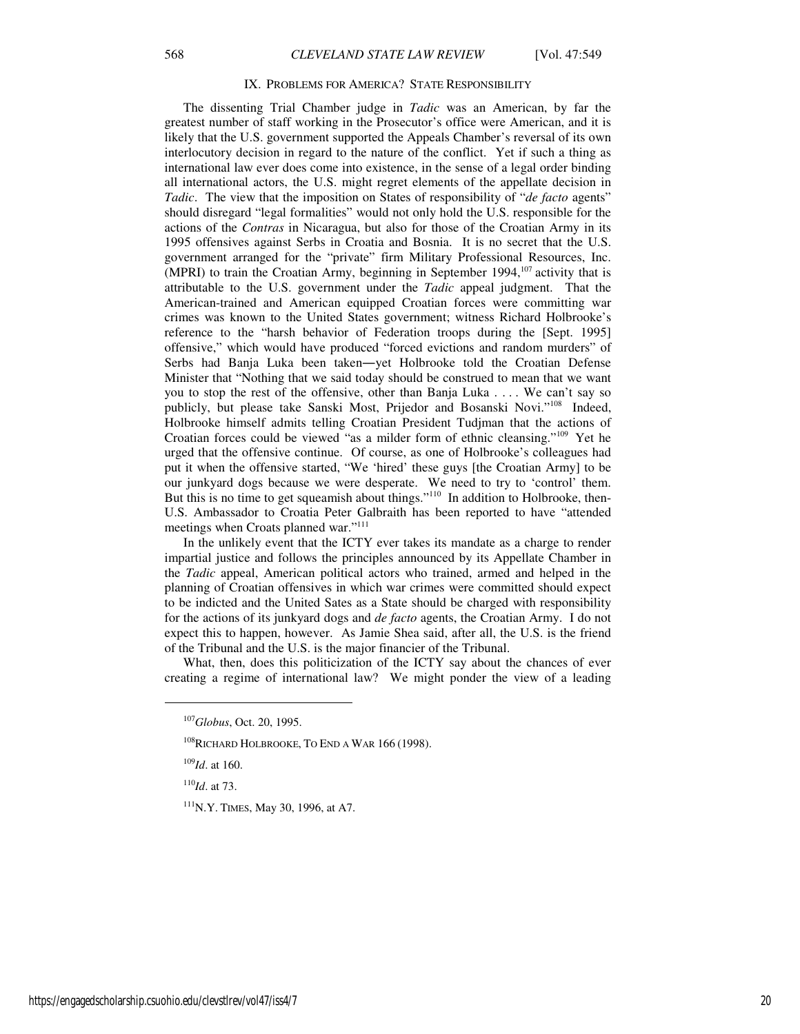## IX. PROBLEMS FOR AMERICA? STATE RESPONSIBILITY

The dissenting Trial Chamber judge in *Tadic* was an American, by far the greatest number of staff working in the Prosecutor's office were American, and it is likely that the U.S. government supported the Appeals Chamber's reversal of its own interlocutory decision in regard to the nature of the conflict. Yet if such a thing as international law ever does come into existence, in the sense of a legal order binding all international actors, the U.S. might regret elements of the appellate decision in *Tadic*. The view that the imposition on States of responsibility of "*de facto* agents" should disregard "legal formalities" would not only hold the U.S. responsible for the actions of the *Contras* in Nicaragua, but also for those of the Croatian Army in its 1995 offensives against Serbs in Croatia and Bosnia. It is no secret that the U.S. government arranged for the "private" firm Military Professional Resources, Inc. (MPRI) to train the Croatian Army, beginning in September 1994,[107] activity that is attributable to the U.S. government under the *Tadic* appeal judgment. That the American-trained and American equipped Croatian forces were committing war crimes was known to the United States government; witness Richard Holbrooke's reference to the "harsh behavior of Federation troops during the [Sept. 1995] offensive," which would have produced "forced evictions and random murders" of Serbs had Banja Luka been taken—yet Holbrooke told the Croatian Defense Minister that "Nothing that we said today should be construed to mean that we want you to stop the rest of the offensive, other than Banja Luka . . . . We can't say so publicly, but please take Sanski Most, Prijedor and Bosanski Novi."[108] Indeed, Holbrooke himself admits telling Croatian President Tudjman that the actions of Croatian forces could be viewed "as a milder form of ethnic cleansing."[109] Yet he urged that the offensive continue. Of course, as one of Holbrooke's colleagues had put it when the offensive started, "We 'hired' these guys [the Croatian Army] to be our junkyard dogs because we were desperate. We need to try to 'control' them. But this is no time to get squeamish about things."[110] In addition to Holbrooke, then-U.S. Ambassador to Croatia Peter Galbraith has been reported to have "attended meetings when Croats planned war."[111]

In the unlikely event that the ICTY ever takes its mandate as a charge to render impartial justice and follows the principles announced by its Appellate Chamber in the *Tadic* appeal, American political actors who trained, armed and helped in the planning of Croatian offensives in which war crimes were committed should expect to be indicted and the United Sates as a State should be charged with responsibility for the actions of its junkyard dogs and *de facto* agents, the Croatian Army. I do not expect this to happen, however. As Jamie Shea said, after all, the U.S. is the friend of the Tribunal and the U.S. is the major financier of the Tribunal.

What, then, does this politicization of the ICTY say about the chances of ever creating a regime of international law? We might ponder the view of a leading

---

[107] *Globus*, Oct. 20, 1995.

[108] RICHARD HOLBROOKE, TO END A WAR 166 (1998).

[109] *Id*. at 160.

[110] *Id*. at 73.

[111] N.Y. TIMES, May 30, 1996, at A7.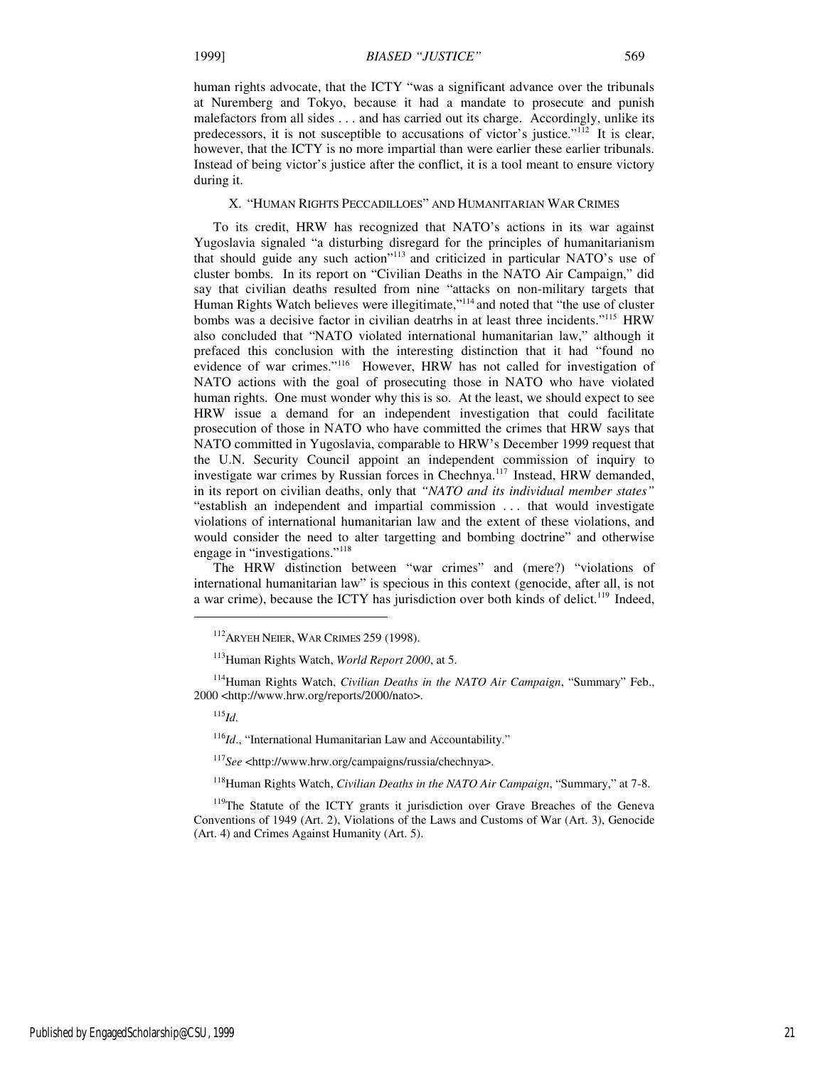human rights advocate, that the ICTY "was a significant advance over the tribunals at Nuremberg and Tokyo, because it had a mandate to prosecute and punish malefactors from all sides . . . and has carried out its charge. Accordingly, unlike its predecessors, it is not susceptible to accusations of victor's justice."[112] It is clear, however, that the ICTY is no more impartial than were earlier these earlier tribunals. Instead of being victor's justice after the conflict, it is a tool meant to ensure victory during it.

## X. "Human Rights Peccadilloes" and Humanitarian War Crimes

To its credit, HRW has recognized that NATO's actions in its war against Yugoslavia signaled "a disturbing disregard for the principles of humanitarianism that should guide any such action"[113] and criticized in particular NATO's use of cluster bombs. In its report on "Civilian Deaths in the NATO Air Campaign," did say that civilian deaths resulted from nine "attacks on non-military targets that Human Rights Watch believes were illegitimate,"[114] and noted that "the use of cluster bombs was a decisive factor in civilian deatrhs in at least three incidents."[115] HRW also concluded that "NATO violated international humanitarian law," although it prefaced this conclusion with the interesting distinction that it had "found no evidence of war crimes."[116] However, HRW has not called for investigation of NATO actions with the goal of prosecuting those in NATO who have violated human rights. One must wonder why this is so. At the least, we should expect to see HRW issue a demand for an independent investigation that could facilitate prosecution of those in NATO who have committed the crimes that HRW says that NATO committed in Yugoslavia, comparable to HRW's December 1999 request that the U.N. Security Council appoint an independent commission of inquiry to investigate war crimes by Russian forces in Chechnya.[117] Instead, HRW demanded, in its report on civilian deaths, only that *"NATO and its individual member states"* "establish an independent and impartial commission . . . that would investigate violations of international humanitarian law and the extent of these violations, and would consider the need to alter targetting and bombing doctrine" and otherwise engage in "investigations."[118]

The HRW distinction between "war crimes" and (mere?) "violations of international humanitarian law" is specious in this context (genocide, after all, is not a war crime), because the ICTY has jurisdiction over both kinds of delict.[119] Indeed,

---

[112] Aryeh Neier, War Crimes 259 (1998).

[113] Human Rights Watch, *World Report 2000*, at 5.

[114] Human Rights Watch, *Civilian Deaths in the NATO Air Campaign*, "Summary" Feb., 2000 <http://www.hrw.org/reports/2000/nato>.

[115] *Id.*

[116] *Id*., "International Humanitarian Law and Accountability."

[117] *See* <http://www.hrw.org/campaigns/russia/chechnya>.

[118] Human Rights Watch, *Civilian Deaths in the NATO Air Campaign*, "Summary," at 7-8.

[119] The Statute of the ICTY grants it jurisdiction over Grave Breaches of the Geneva Conventions of 1949 (Art. 2), Violations of the Laws and Customs of War (Art. 3), Genocide (Art. 4) and Crimes Against Humanity (Art. 5).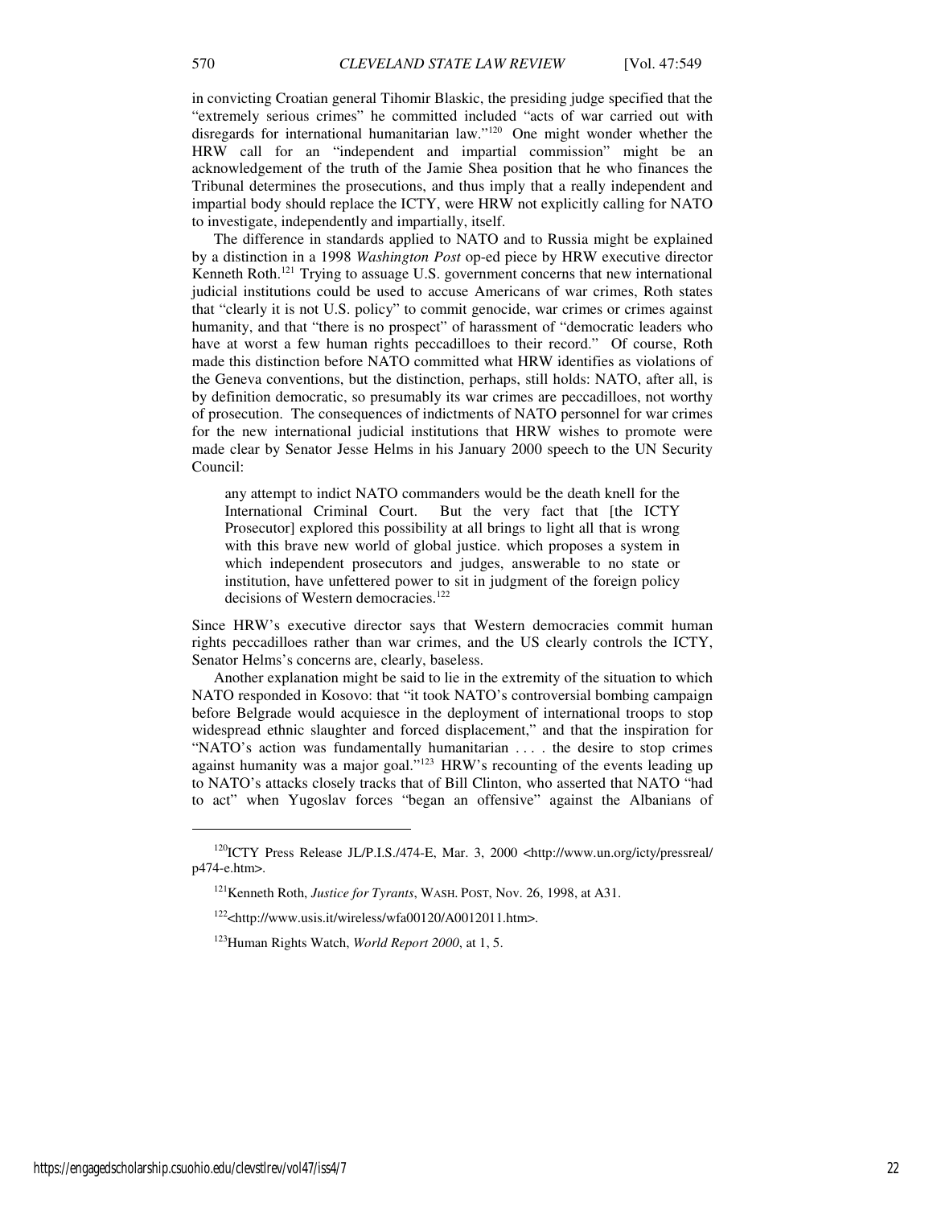in convicting Croatian general Tihomir Blaskic, the presiding judge specified that the "extremely serious crimes" he committed included "acts of war carried out with disregards for international humanitarian law."[120] One might wonder whether the HRW call for an "independent and impartial commission" might be an acknowledgement of the truth of the Jamie Shea position that he who finances the Tribunal determines the prosecutions, and thus imply that a really independent and impartial body should replace the ICTY, were HRW not explicitly calling for NATO to investigate, independently and impartially, itself.

The difference in standards applied to NATO and to Russia might be explained by a distinction in a 1998 *Washington Post* op-ed piece by HRW executive director Kenneth Roth.[121] Trying to assuage U.S. government concerns that new international judicial institutions could be used to accuse Americans of war crimes, Roth states that "clearly it is not U.S. policy" to commit genocide, war crimes or crimes against humanity, and that "there is no prospect" of harassment of "democratic leaders who have at worst a few human rights peccadilloes to their record." Of course, Roth made this distinction before NATO committed what HRW identifies as violations of the Geneva conventions, but the distinction, perhaps, still holds: NATO, after all, is by definition democratic, so presumably its war crimes are peccadilloes, not worthy of prosecution. The consequences of indictments of NATO personnel for war crimes for the new international judicial institutions that HRW wishes to promote were made clear by Senator Jesse Helms in his January 2000 speech to the UN Security Council:

> any attempt to indict NATO commanders would be the death knell for the International Criminal Court. But the very fact that [the ICTY Prosecutor] explored this possibility at all brings to light all that is wrong with this brave new world of global justice. which proposes a system in which independent prosecutors and judges, answerable to no state or institution, have unfettered power to sit in judgment of the foreign policy decisions of Western democracies.[122]

Since HRW's executive director says that Western democracies commit human rights peccadilloes rather than war crimes, and the US clearly controls the ICTY, Senator Helms's concerns are, clearly, baseless.

Another explanation might be said to lie in the extremity of the situation to which NATO responded in Kosovo: that "it took NATO's controversial bombing campaign before Belgrade would acquiesce in the deployment of international troops to stop widespread ethnic slaughter and forced displacement," and that the inspiration for "NATO's action was fundamentally humanitarian . . . . the desire to stop crimes against humanity was a major goal."[123] HRW's recounting of the events leading up to NATO's attacks closely tracks that of Bill Clinton, who asserted that NATO "had to act" when Yugoslav forces "began an offensive" against the Albanians of

---

[120] ICTY Press Release JL/P.I.S./474-E, Mar. 3, 2000 <http://www.un.org/icty/pressreal/p474-e.htm>.

[121] Kenneth Roth, *Justice for Tyrants*, WASH. POST, Nov. 26, 1998, at A31.

[122] <http://www.usis.it/wireless/wfa00120/A0012011.htm>.

[123] Human Rights Watch, *World Report 2000*, at 1, 5.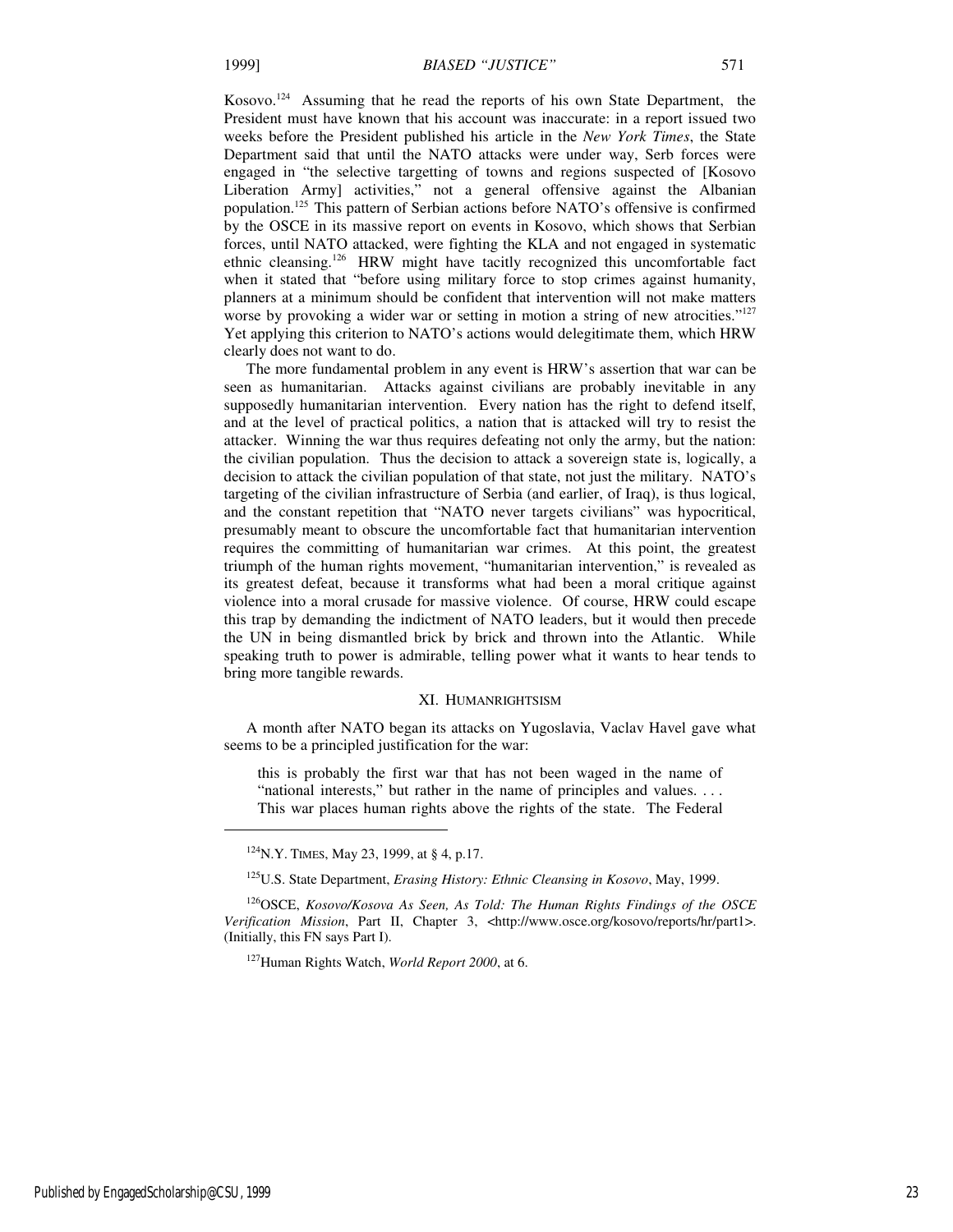Kosovo.[124] Assuming that he read the reports of his own State Department, the President must have known that his account was inaccurate: in a report issued two weeks before the President published his article in the *New York Times*, the State Department said that until the NATO attacks were under way, Serb forces were engaged in "the selective targetting of towns and regions suspected of [Kosovo Liberation Army] activities," not a general offensive against the Albanian population.[125] This pattern of Serbian actions before NATO's offensive is confirmed by the OSCE in its massive report on events in Kosovo, which shows that Serbian forces, until NATO attacked, were fighting the KLA and not engaged in systematic ethnic cleansing.[126] HRW might have tacitly recognized this uncomfortable fact when it stated that "before using military force to stop crimes against humanity, planners at a minimum should be confident that intervention will not make matters worse by provoking a wider war or setting in motion a string of new atrocities."[127] Yet applying this criterion to NATO's actions would delegitimate them, which HRW clearly does not want to do.

The more fundamental problem in any event is HRW's assertion that war can be seen as humanitarian. Attacks against civilians are probably inevitable in any supposedly humanitarian intervention. Every nation has the right to defend itself, and at the level of practical politics, a nation that is attacked will try to resist the attacker. Winning the war thus requires defeating not only the army, but the nation: the civilian population. Thus the decision to attack a sovereign state is, logically, a decision to attack the civilian population of that state, not just the military. NATO's targeting of the civilian infrastructure of Serbia (and earlier, of Iraq), is thus logical, and the constant repetition that "NATO never targets civilians" was hypocritical, presumably meant to obscure the uncomfortable fact that humanitarian intervention requires the committing of humanitarian war crimes. At this point, the greatest triumph of the human rights movement, "humanitarian intervention," is revealed as its greatest defeat, because it transforms what had been a moral critique against violence into a moral crusade for massive violence. Of course, HRW could escape this trap by demanding the indictment of NATO leaders, but it would then precede the UN in being dismantled brick by brick and thrown into the Atlantic. While speaking truth to power is admirable, telling power what it wants to hear tends to bring more tangible rewards.

## XI. Humanrightsism

A month after NATO began its attacks on Yugoslavia, Vaclav Havel gave what seems to be a principled justification for the war:

> this is probably the first war that has not been waged in the name of "national interests," but rather in the name of principles and values. . . . This war places human rights above the rights of the state. The Federal

---

[124] N.Y. Times, May 23, 1999, at § 4, p.17.

[125] U.S. State Department, *Erasing History: Ethnic Cleansing in Kosovo*, May, 1999.

[126] OSCE, *Kosovo/Kosova As Seen, As Told: The Human Rights Findings of the OSCE Verification Mission*, Part II, Chapter 3, <http://www.osce.org/kosovo/reports/hr/part1>. (Initially, this FN says Part I).

[127] Human Rights Watch, *World Report 2000*, at 6.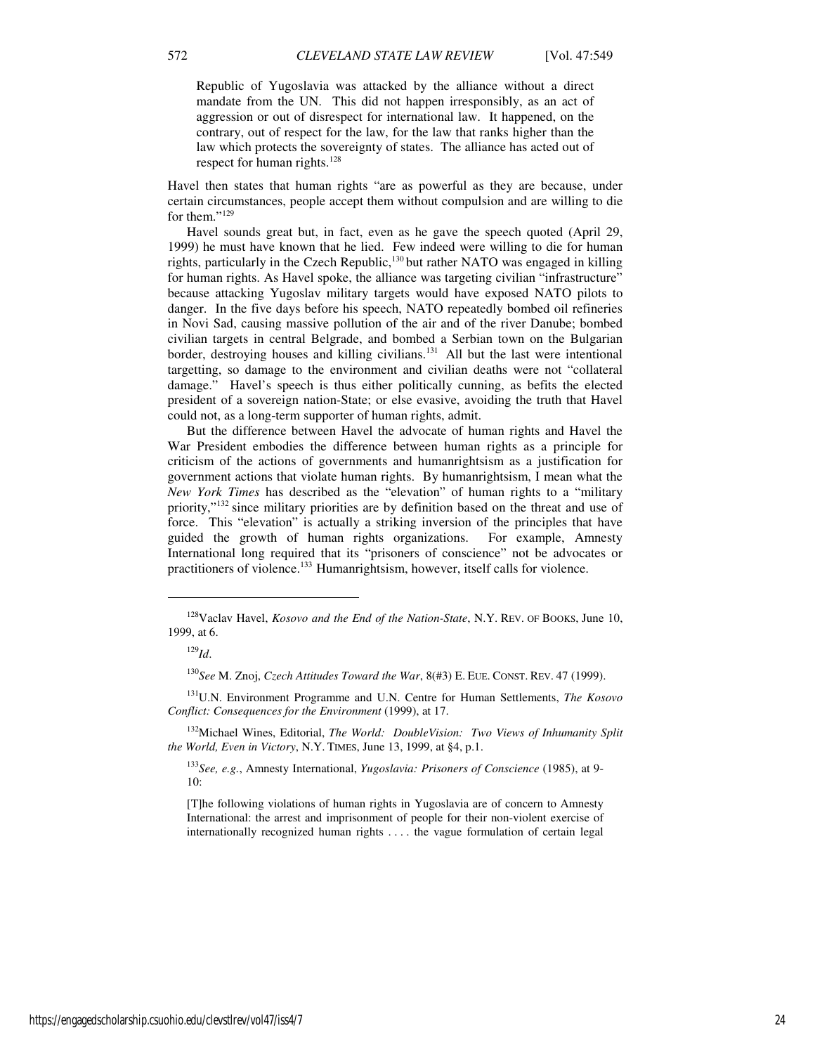> Republic of Yugoslavia was attacked by the alliance without a direct mandate from the UN. This did not happen irresponsibly, as an act of aggression or out of disrespect for international law. It happened, on the contrary, out of respect for the law, for the law that ranks higher than the law which protects the sovereignty of states. The alliance has acted out of respect for human rights.[128]

Havel then states that human rights "are as powerful as they are because, under certain circumstances, people accept them without compulsion and are willing to die for them."[129]

Havel sounds great but, in fact, even as he gave the speech quoted (April 29, 1999) he must have known that he lied. Few indeed were willing to die for human rights, particularly in the Czech Republic,[130] but rather NATO was engaged in killing for human rights. As Havel spoke, the alliance was targeting civilian "infrastructure" because attacking Yugoslav military targets would have exposed NATO pilots to danger. In the five days before his speech, NATO repeatedly bombed oil refineries in Novi Sad, causing massive pollution of the air and of the river Danube; bombed civilian targets in central Belgrade, and bombed a Serbian town on the Bulgarian border, destroying houses and killing civilians.[131] All but the last were intentional targetting, so damage to the environment and civilian deaths were not "collateral damage." Havel's speech is thus either politically cunning, as befits the elected president of a sovereign nation-State; or else evasive, avoiding the truth that Havel could not, as a long-term supporter of human rights, admit.

But the difference between Havel the advocate of human rights and Havel the War President embodies the difference between human rights as a principle for criticism of the actions of governments and humanrightsism as a justification for government actions that violate human rights. By humanrightsism, I mean what the *New York Times* has described as the "elevation" of human rights to a "military priority,"[132] since military priorities are by definition based on the threat and use of force. This "elevation" is actually a striking inversion of the principles that have guided the growth of human rights organizations. For example, Amnesty International long required that its "prisoners of conscience" not be advocates or practitioners of violence.[133] Humanrightsism, however, itself calls for violence.

---

[128] Vaclav Havel, *Kosovo and the End of the Nation-State*, N.Y. REV. OF BOOKS, June 10, 1999, at 6.

[129] *Id.*

[130] *See* M. Znoj, *Czech Attitudes Toward the War*, 8(#3) E. EUE. CONST. REV. 47 (1999).

[131] U.N. Environment Programme and U.N. Centre for Human Settlements, *The Kosovo Conflict: Consequences for the Environment* (1999), at 17.

[132] Michael Wines, Editorial, *The World: DoubleVision: Two Views of Inhumanity Split the World, Even in Victory*, N.Y. TIMES, June 13, 1999, at §4, p.1.

[133] *See, e.g.*, Amnesty International, *Yugoslavia: Prisoners of Conscience* (1985), at 9-10:

> [T]he following violations of human rights in Yugoslavia are of concern to Amnesty International: the arrest and imprisonment of people for their non-violent exercise of internationally recognized human rights . . . . the vague formulation of certain legal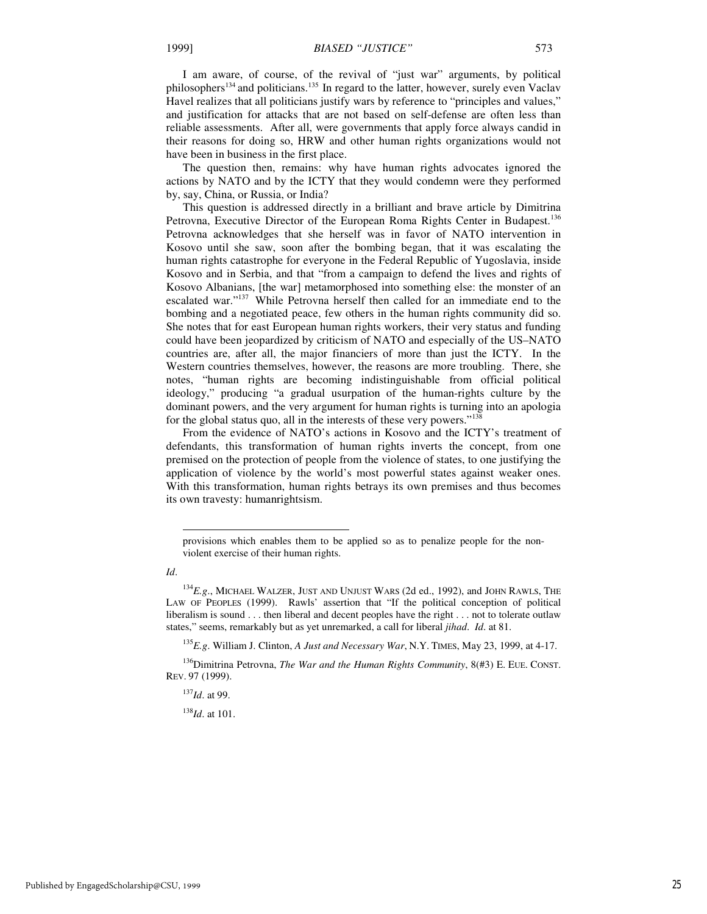I am aware, of course, of the revival of "just war" arguments, by political philosophers[134] and politicians.[135] In regard to the latter, however, surely even Vaclav Havel realizes that all politicians justify wars by reference to "principles and values," and justification for attacks that are not based on self-defense are often less than reliable assessments. After all, were governments that apply force always candid in their reasons for doing so, HRW and other human rights organizations would not have been in business in the first place.

The question then, remains: why have human rights advocates ignored the actions by NATO and by the ICTY that they would condemn were they performed by, say, China, or Russia, or India?

This question is addressed directly in a brilliant and brave article by Dimitrina Petrovna, Executive Director of the European Roma Rights Center in Budapest.[136] Petrovna acknowledges that she herself was in favor of NATO intervention in Kosovo until she saw, soon after the bombing began, that it was escalating the human rights catastrophe for everyone in the Federal Republic of Yugoslavia, inside Kosovo and in Serbia, and that "from a campaign to defend the lives and rights of Kosovo Albanians, [the war] metamorphosed into something else: the monster of an escalated war."[137] While Petrovna herself then called for an immediate end to the bombing and a negotiated peace, few others in the human rights community did so. She notes that for east European human rights workers, their very status and funding could have been jeopardized by criticism of NATO and especially of the US–NATO countries are, after all, the major financiers of more than just the ICTY. In the Western countries themselves, however, the reasons are more troubling. There, she notes, "human rights are becoming indistinguishable from official political ideology," producing "a gradual usurpation of the human-rights culture by the dominant powers, and the very argument for human rights is turning into an apologia for the global status quo, all in the interests of these very powers."[138]

From the evidence of NATO's actions in Kosovo and the ICTY's treatment of defendants, this transformation of human rights inverts the concept, from one premised on the protection of people from the violence of states, to one justifying the application of violence by the world's most powerful states against weaker ones. With this transformation, human rights betrays its own premises and thus becomes its own travesty: humanrightsism.

---

provisions which enables them to be applied so as to penalize people for the non-violent exercise of their human rights.

*Id*.

[134] *E.g.*, MICHAEL WALZER, JUST AND UNJUST WARS (2d ed., 1992), and JOHN RAWLS, THE LAW OF PEOPLES (1999). Rawls' assertion that "If the political conception of political liberalism is sound . . . then liberal and decent peoples have the right . . . not to tolerate outlaw states," seems, remarkably but as yet unremarked, a call for liberal *jihad*. *Id*. at 81.

[135] *E.g.* William J. Clinton, *A Just and Necessary War*, N.Y. TIMES, May 23, 1999, at 4-17.

[136] Dimitrina Petrovna, *The War and the Human Rights Community*, 8(#3) E. EUE. CONST. REV. 97 (1999).

[137] *Id*. at 99.

[138] *Id*. at 101.